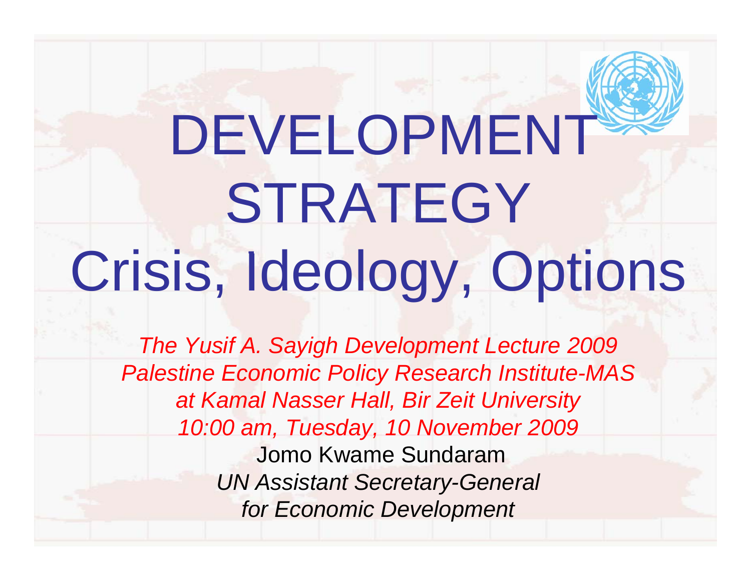# DEVELOPMENT STRATEGY

# Crisis, Ideology, Options

*The Yusif A. Sayigh Development Lecture 2009*
*Palestine Economic Policy Research Institute-MAS*
*at Kamal Nasser Hall, Bir Zeit University*
*10:00 am, Tuesday, 10 November 2009*

Jomo Kwame Sundaram
*UN Assistant Secretary-General*
*for Economic Development*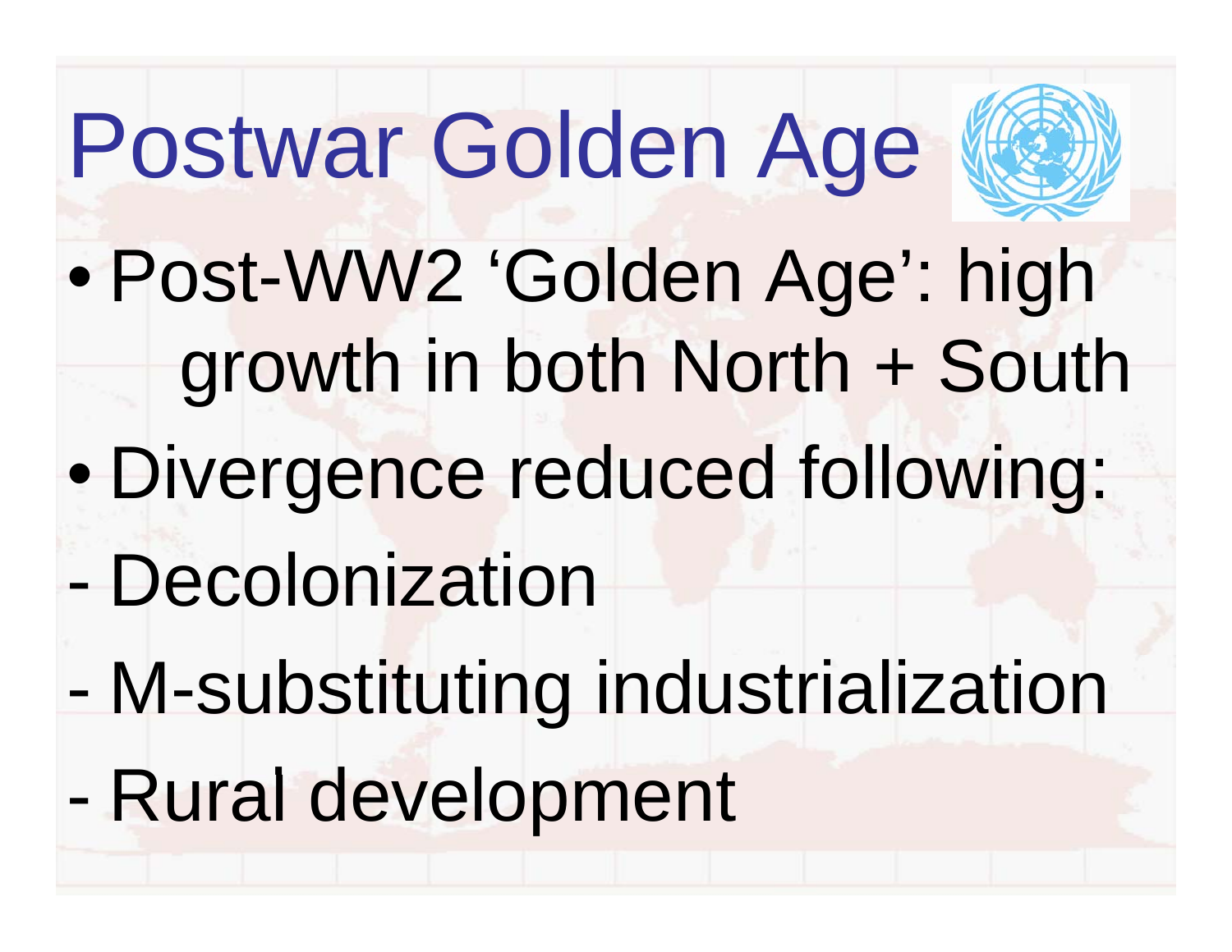# Postwar Golden Age

- Post-WW2 'Golden Age': high growth in both North + South
- Divergence reduced following:

- Decolonization
- M-substituting industrialization
- Rural development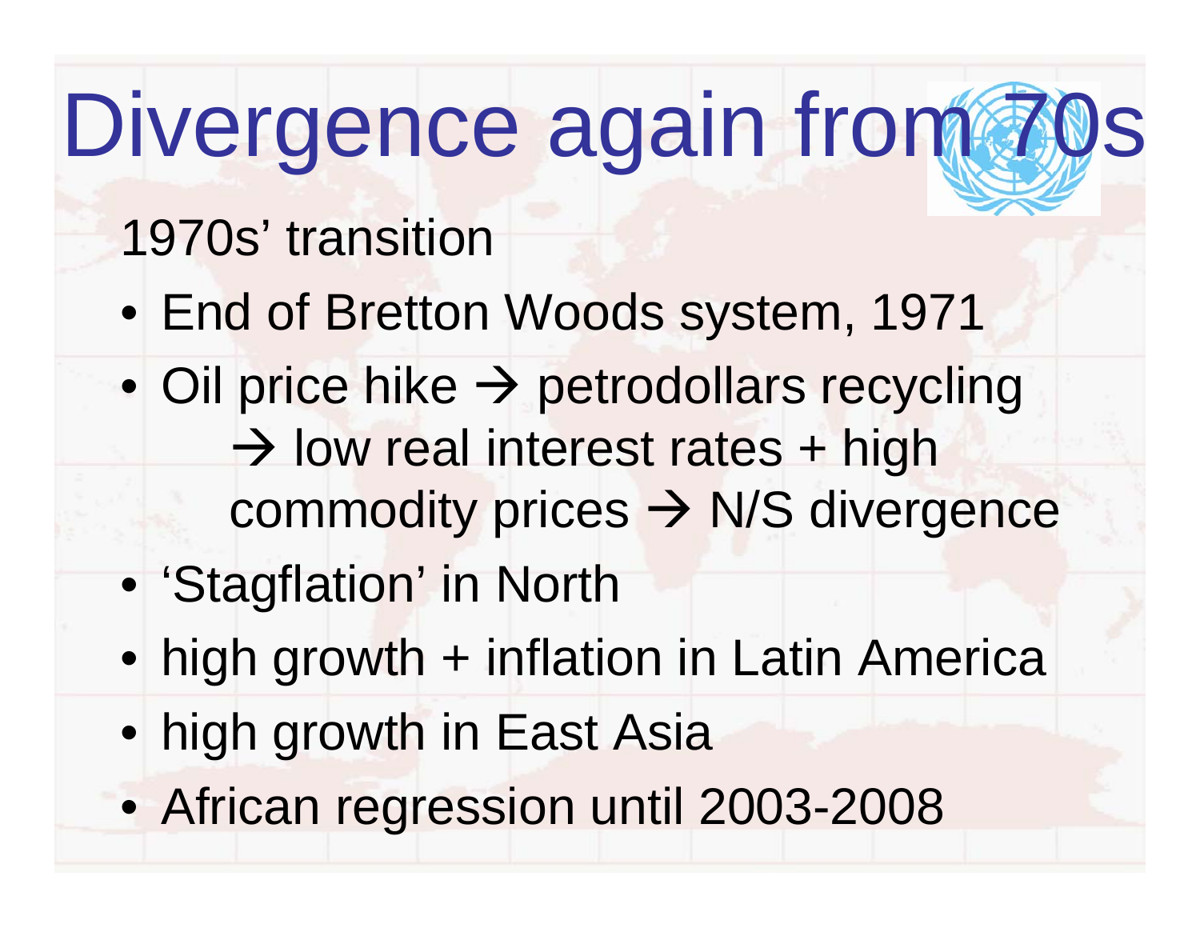# Divergence again from 70s

1970s' transition

- End of Bretton Woods system, 1971
- Oil price hike → petrodollars recycling → low real interest rates + high commodity prices → N/S divergence
- 'Stagflation' in North
- high growth + inflation in Latin America
- high growth in East Asia
- African regression until 2003-2008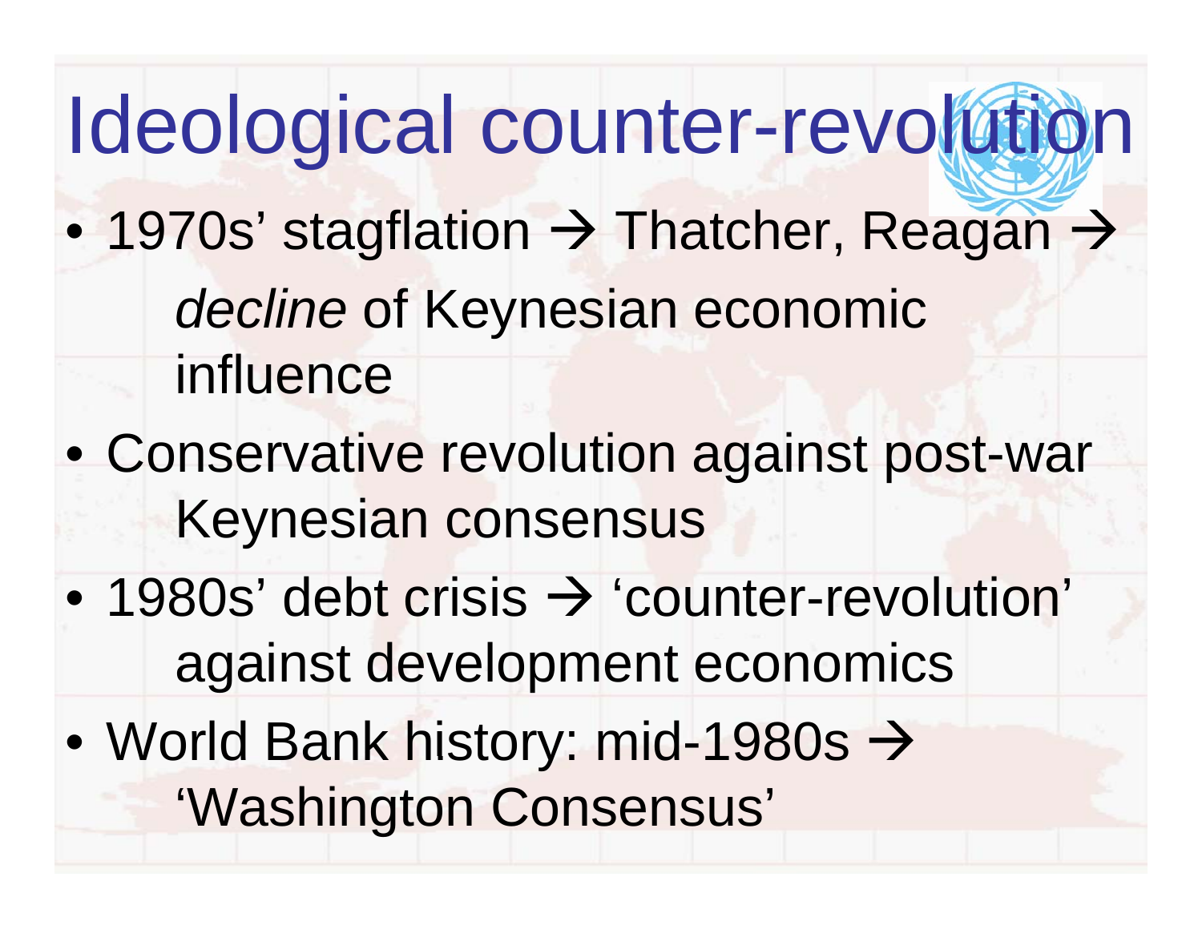# Ideological counter-revolution

- 1970s' stagflation → Thatcher, Reagan → *decline* of Keynesian economic influence
- Conservative revolution against post-war Keynesian consensus
- 1980s' debt crisis → 'counter-revolution' against development economics
- World Bank history: mid-1980s → 'Washington Consensus'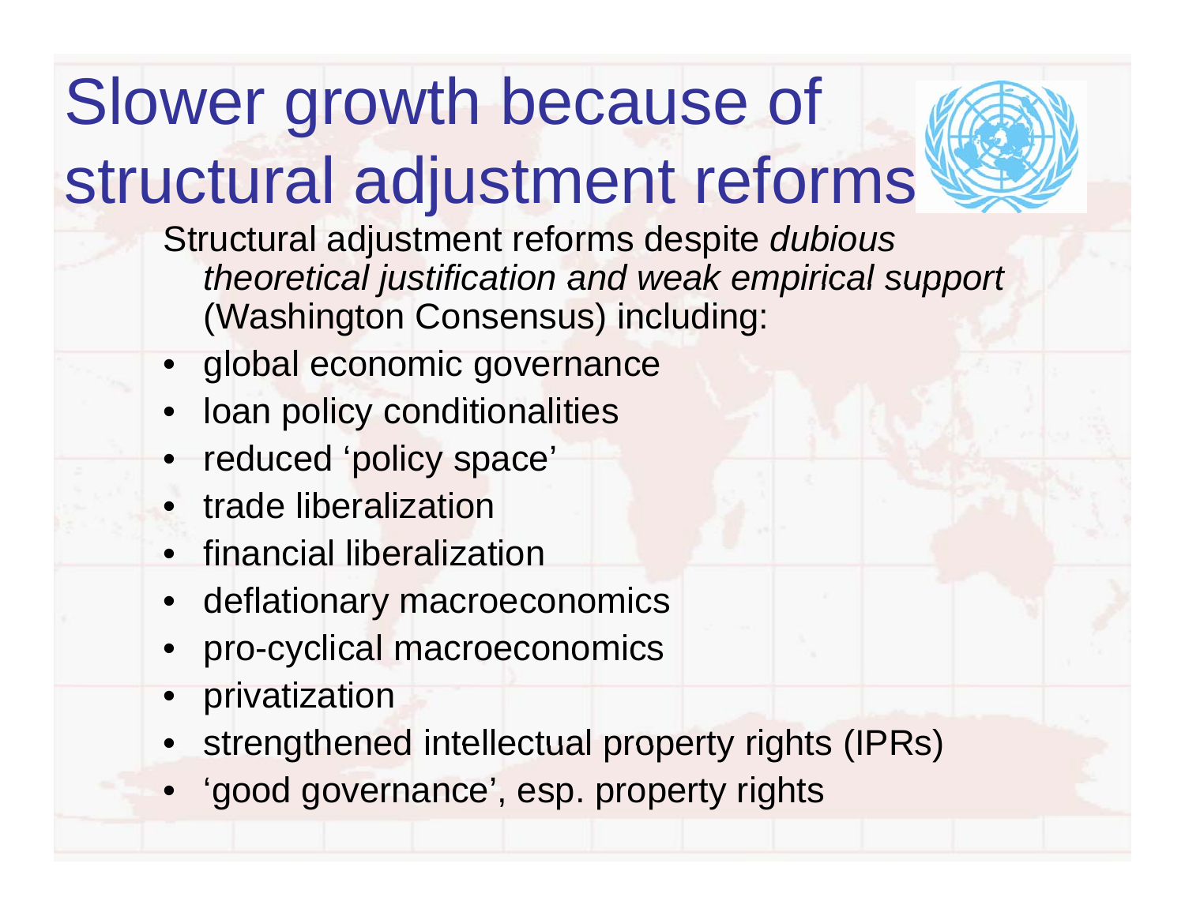# Slower growth because of structural adjustment reforms

Structural adjustment reforms despite *dubious theoretical justification and weak empirical support* (Washington Consensus) including:

- global economic governance
- loan policy conditionalities
- reduced 'policy space'
- trade liberalization
- financial liberalization
- deflationary macroeconomics
- pro-cyclical macroeconomics
- privatization
- strengthened intellectual property rights (IPRs)
- 'good governance', esp. property rights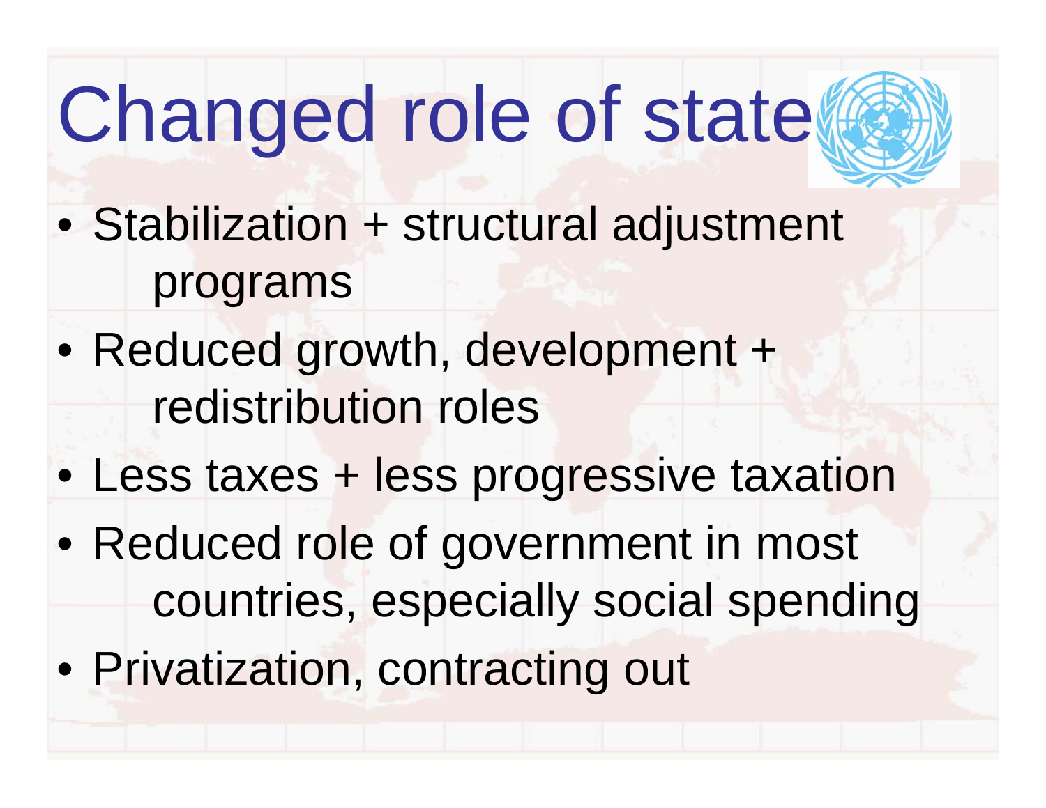# Changed role of state

- Stabilization + structural adjustment programs
- Reduced growth, development + redistribution roles
- Less taxes + less progressive taxation
- Reduced role of government in most countries, especially social spending
- Privatization, contracting out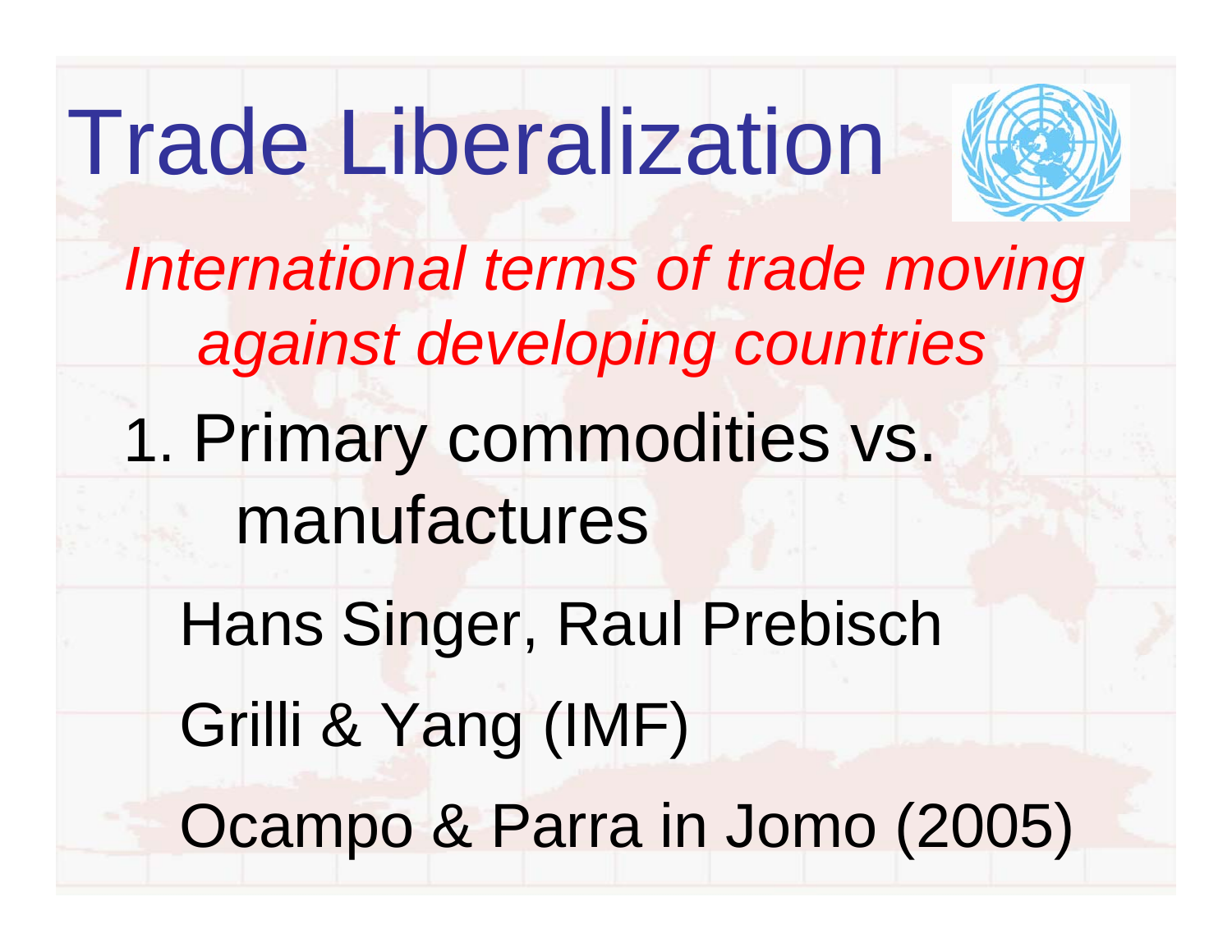# Trade Liberalization

*International terms of trade moving against developing countries*

1. Primary commodities vs. manufactures

Hans Singer, Raul Prebisch

Grilli & Yang (IMF)

Ocampo & Parra in Jomo (2005)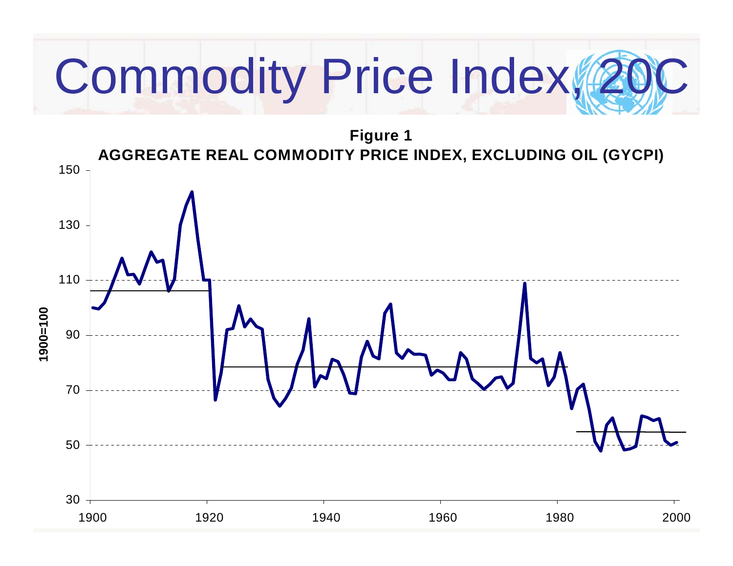# Commodity Price Index, 20C

**Figure 1**

**AGGREGATE REAL COMMODITY PRICE INDEX, EXCLUDING OIL (GYCPI)**

1900=100

150

130

110

90

70

50

30

1900

1920

1940

1960

1980

2000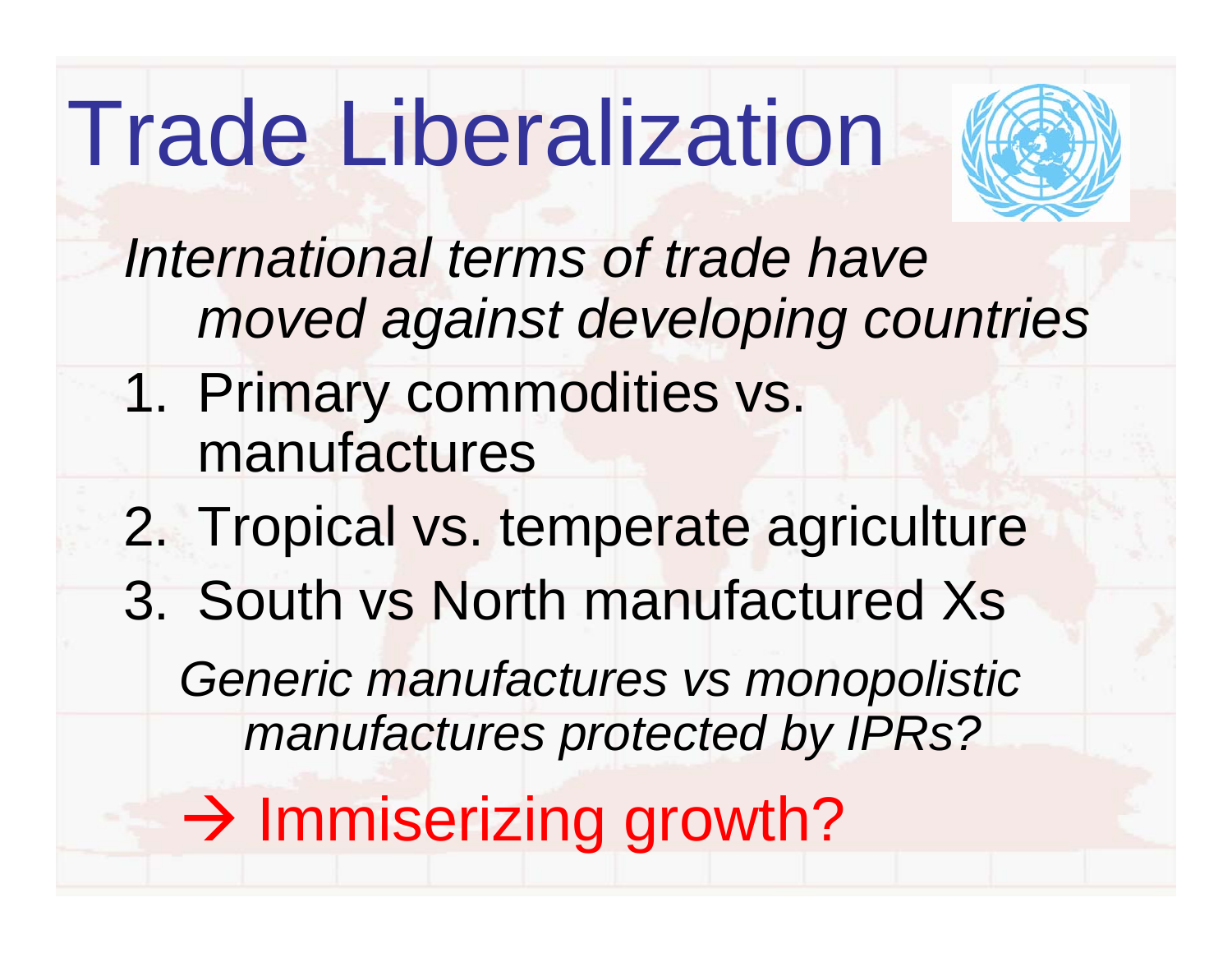# Trade Liberalization

*International terms of trade have moved against developing countries*

1. Primary commodities vs. manufactures
2. Tropical vs. temperate agriculture
3. South vs North manufactured Xs

*Generic manufactures vs monopolistic manufactures protected by IPRs?*

→ Immiserizing growth?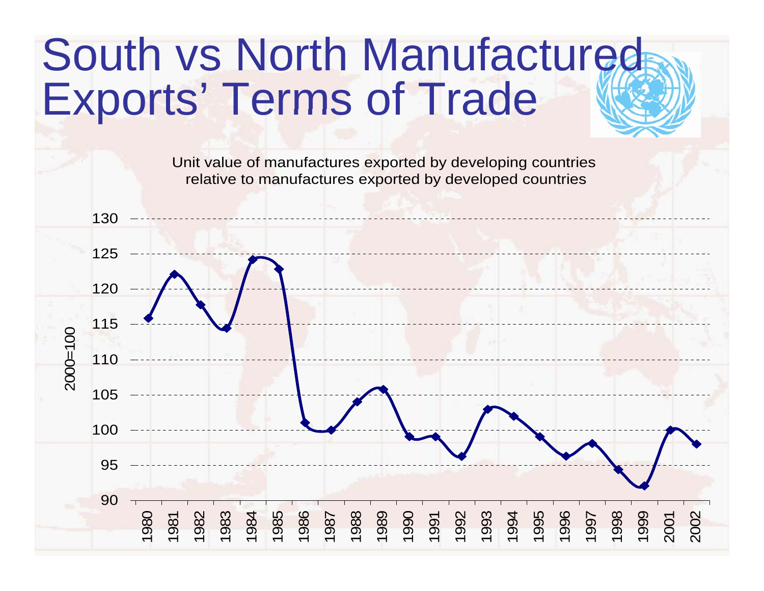# South vs North Manufactured Exports' Terms of Trade

Unit value of manufactures exported by developing countries relative to manufactures exported by developed countries

2000=100

130
125
120
115
110
105
100
95
90

1980 1981 1982 1983 1984 1985 1986 1987 1988 1989 1990 1991 1992 1993 1994 1995 1996 1997 1998 1999 2001 2002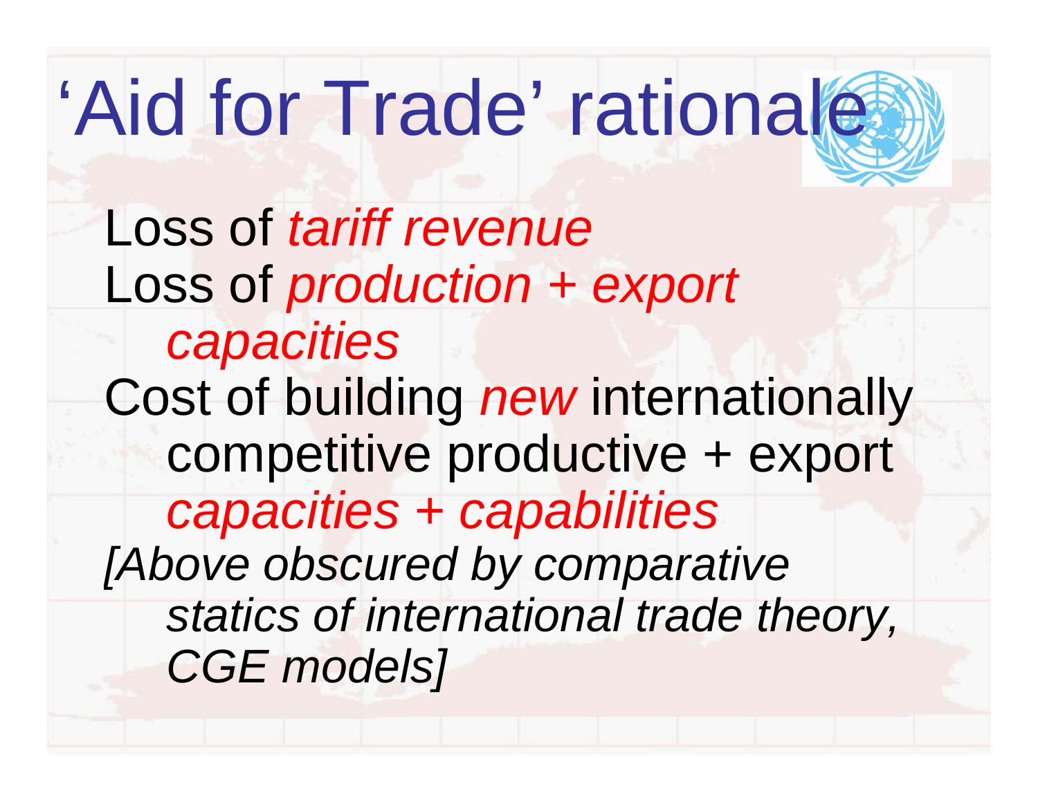# 'Aid for Trade' rationale

Loss of *tariff revenue*

Loss of *production + export capacities*

Cost of building *new* internationally competitive productive + export *capacities + capabilities*

*[Above obscured by comparative statics of international trade theory, CGE models]*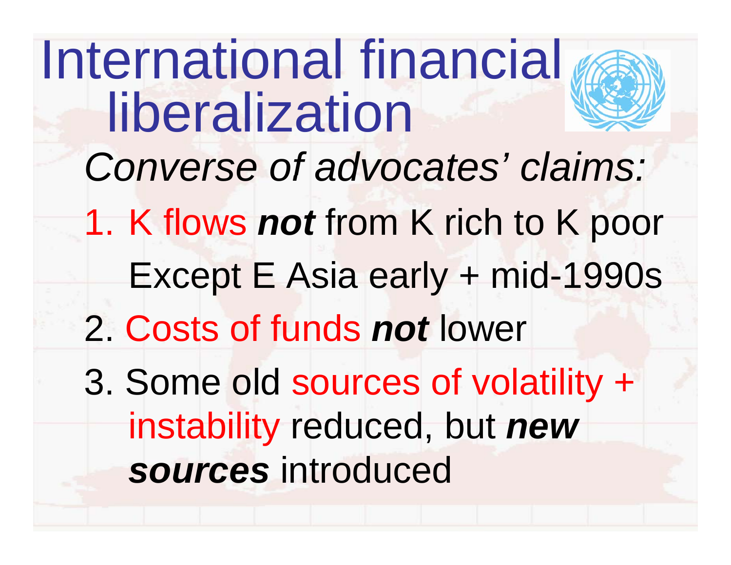# International financial liberalization

*Converse of advocates' claims:*

1. K flows ***not*** from K rich to K poor
   Except E Asia early + mid-1990s
2. Costs of funds ***not*** lower
3. Some old sources of volatility + instability reduced, but ***new sources*** introduced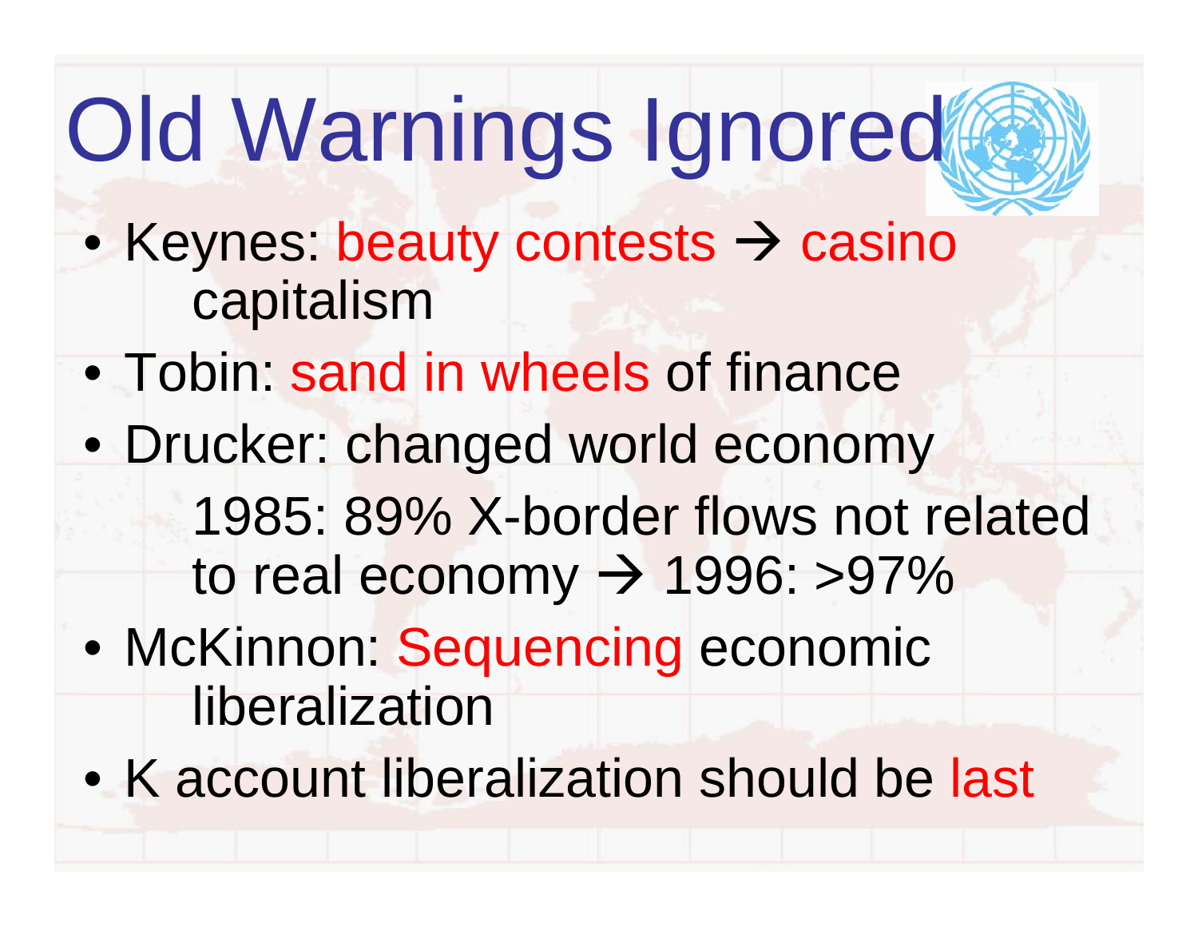# Old Warnings Ignored

- Keynes: beauty contests → casino capitalism
- Tobin: sand in wheels of finance
- Drucker: changed world economy
  1985: 89% X-border flows not related to real economy → 1996: >97%
- McKinnon: Sequencing economic liberalization
- K account liberalization should be last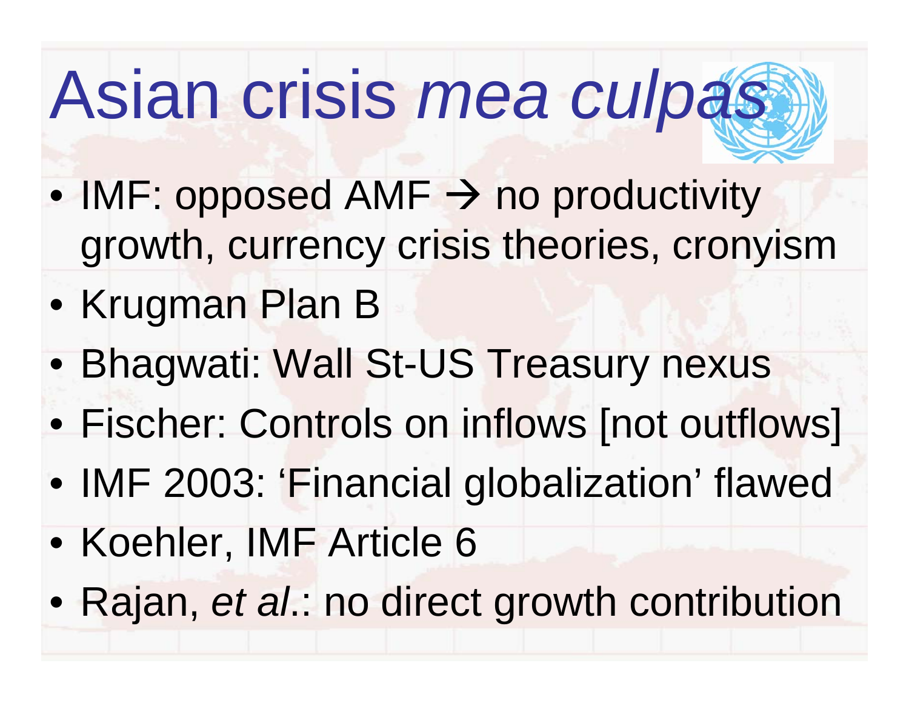# Asian crisis *mea culpas*

- IMF: opposed AMF → no productivity growth, currency crisis theories, cronyism
- Krugman Plan B
- Bhagwati: Wall St-US Treasury nexus
- Fischer: Controls on inflows [not outflows]
- IMF 2003: 'Financial globalization' flawed
- Koehler, IMF Article 6
- Rajan, *et al*.: no direct growth contribution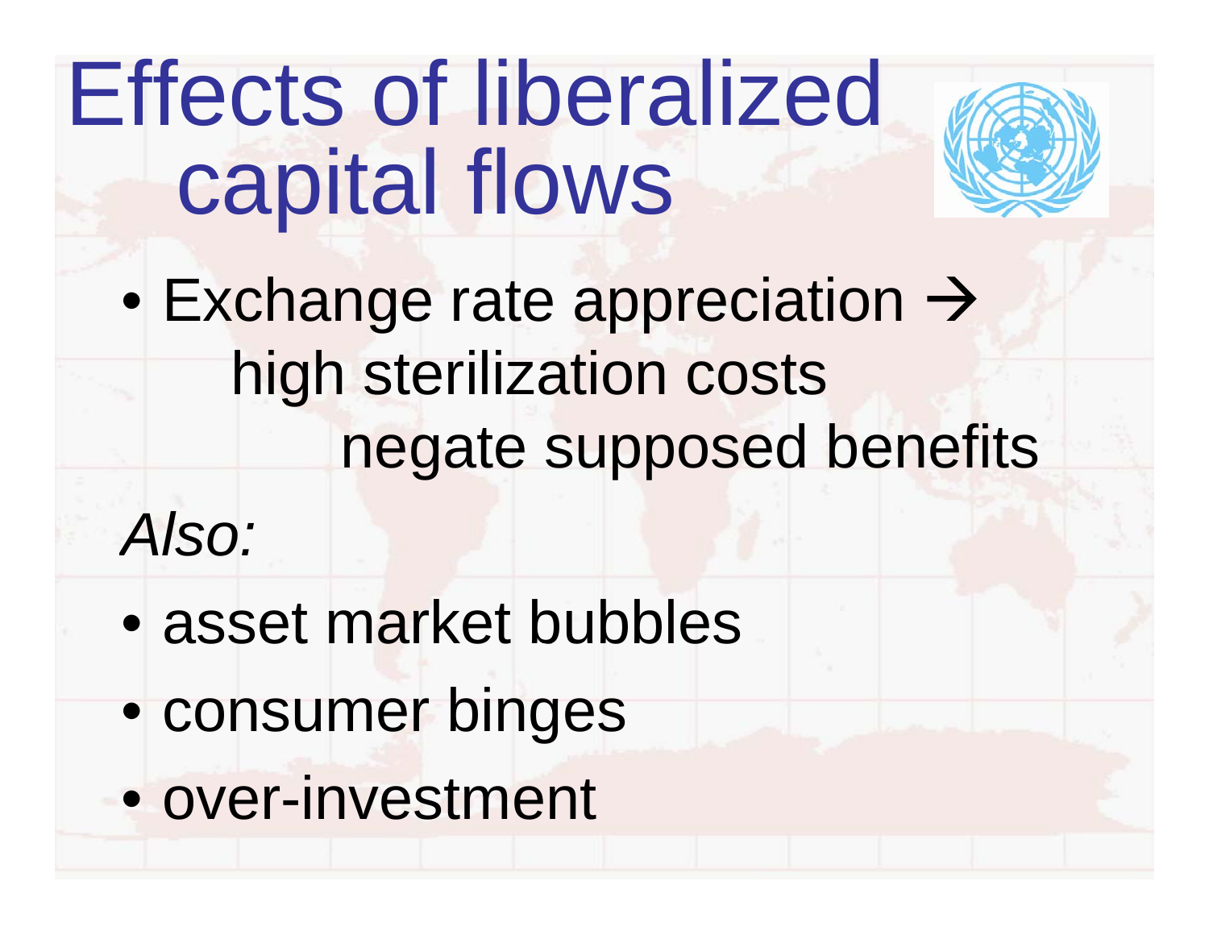# Effects of liberalized capital flows

- Exchange rate appreciation →
  high sterilization costs
  negate supposed benefits

*Also:*

- asset market bubbles
- consumer binges
- over-investment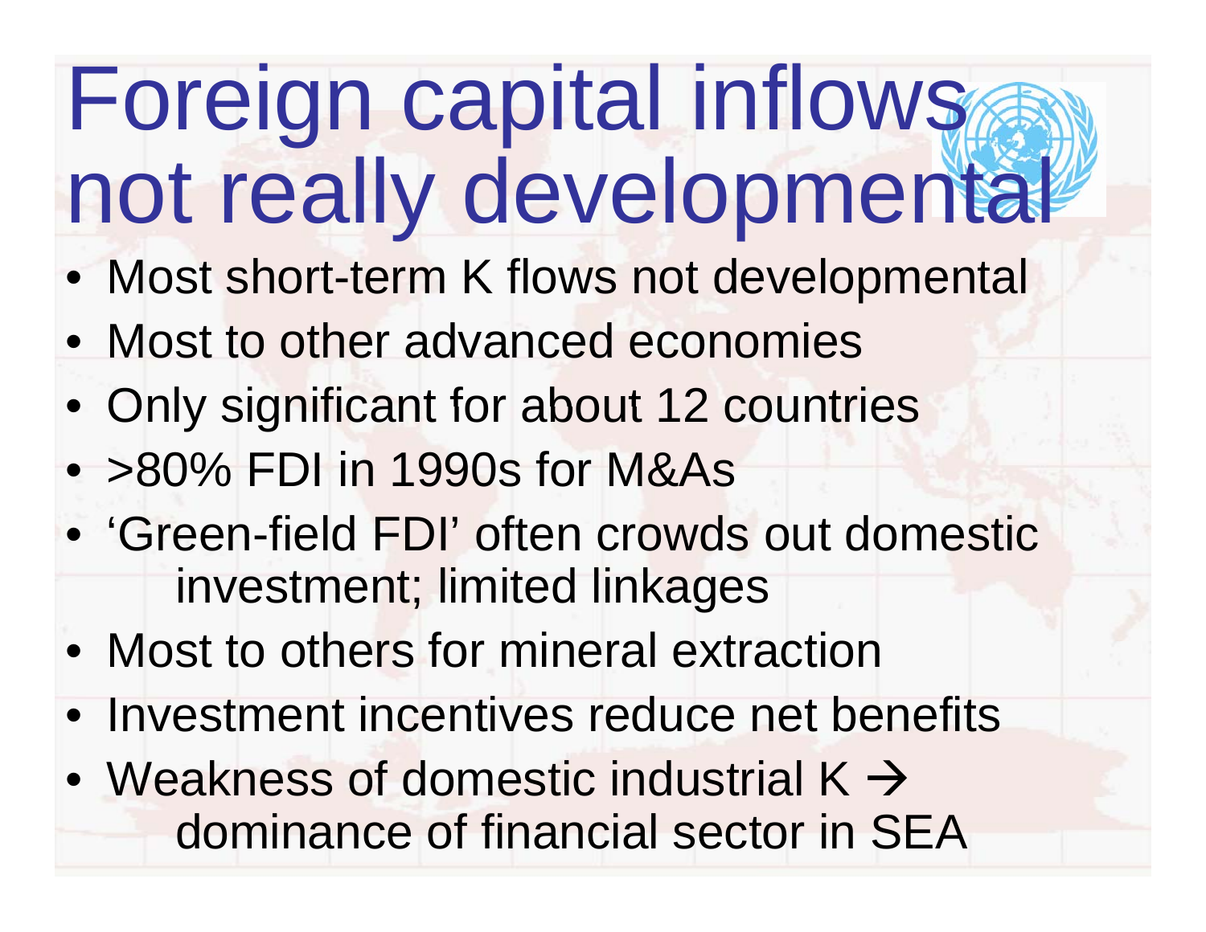# Foreign capital inflows not really developmental

- Most short-term K flows not developmental
- Most to other advanced economies
- Only significant for about 12 countries
- >80% FDI in 1990s for M&As
- 'Green-field FDI' often crowds out domestic investment; limited linkages
- Most to others for mineral extraction
- Investment incentives reduce net benefits
- Weakness of domestic industrial K → dominance of financial sector in SEA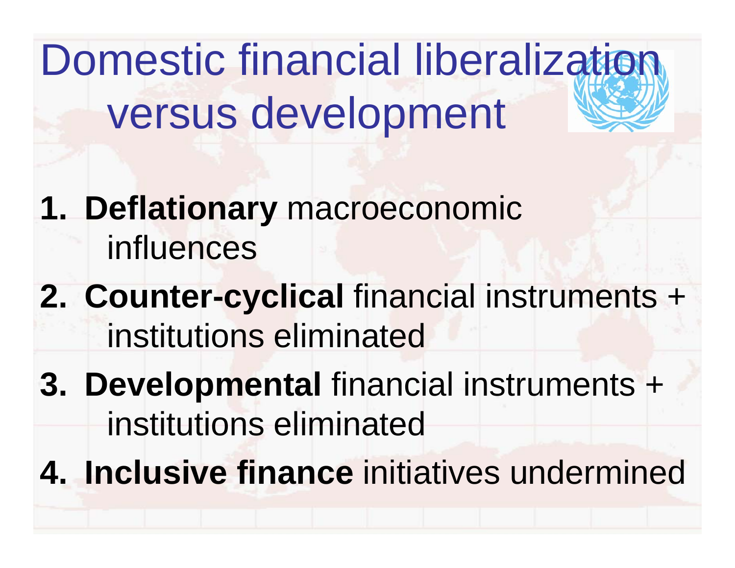# Domestic financial liberalization versus development

1. **Deflationary** macroeconomic influences
2. **Counter-cyclical** financial instruments + institutions eliminated
3. **Developmental** financial instruments + institutions eliminated
4. **Inclusive finance** initiatives undermined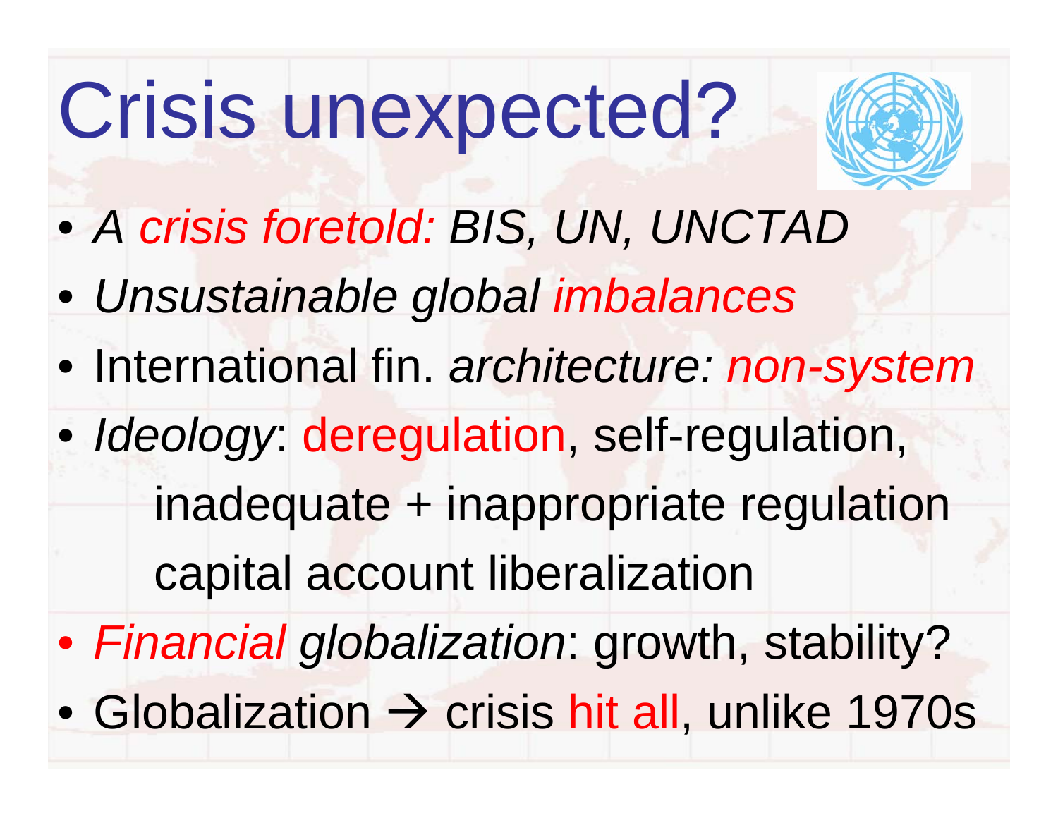# Crisis unexpected?

- *A crisis foretold: BIS, UN, UNCTAD*
- *Unsustainable global imbalances*
- International fin. *architecture: non-system*
- *Ideology*: deregulation, self-regulation,
  - inadequate + inappropriate regulation
  - capital account liberalization
- *Financial globalization*: growth, stability?
- Globalization → crisis hit all, unlike 1970s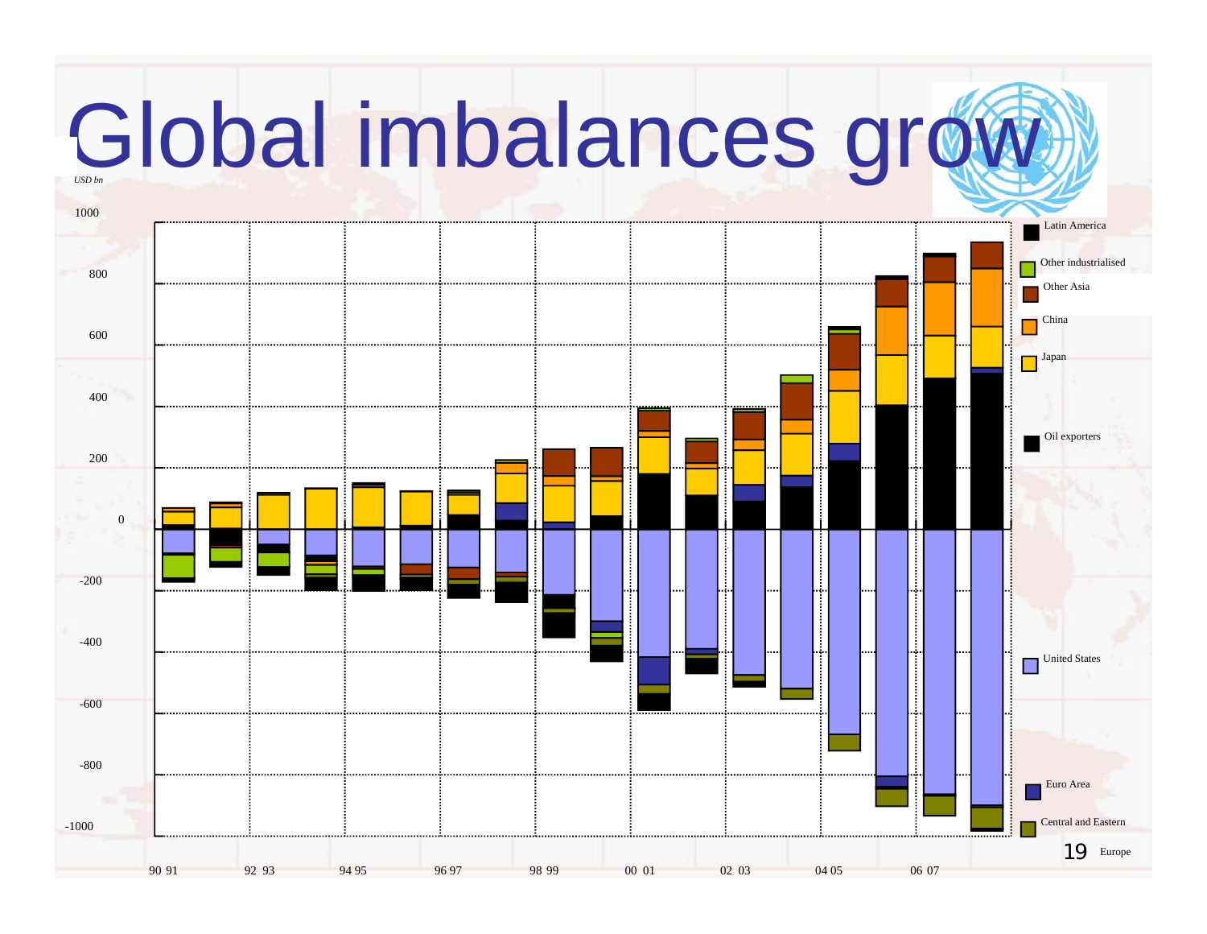# Global imbalances grow

*USD bn*

1000

800

600

400

200

0

-200

-400

-600

-800

-1000

90 91

92 93

94 95

96 97

98 99

00 01

02 03

04 05

06 07

Latin America

Other industrialised

Other Asia

China

Japan

Oil exporters

United States

Euro Area

Central and Eastern Europe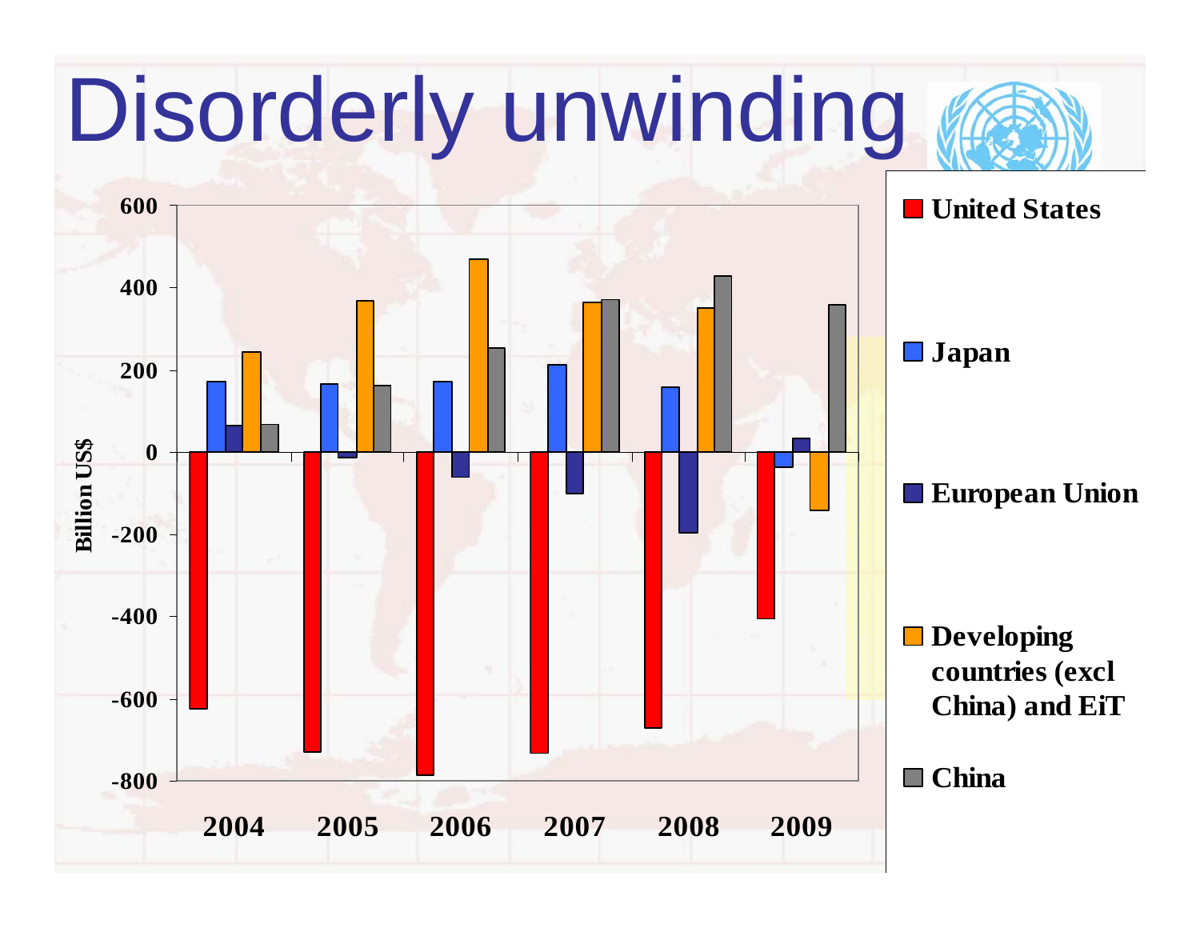# Disorderly unwinding

600
400
200
0
-200
-400
-600
-800

Billion US$

2004 2005 2006 2007 2008 2009

United States

Japan

European Union

Developing countries (excl China) and EiT

China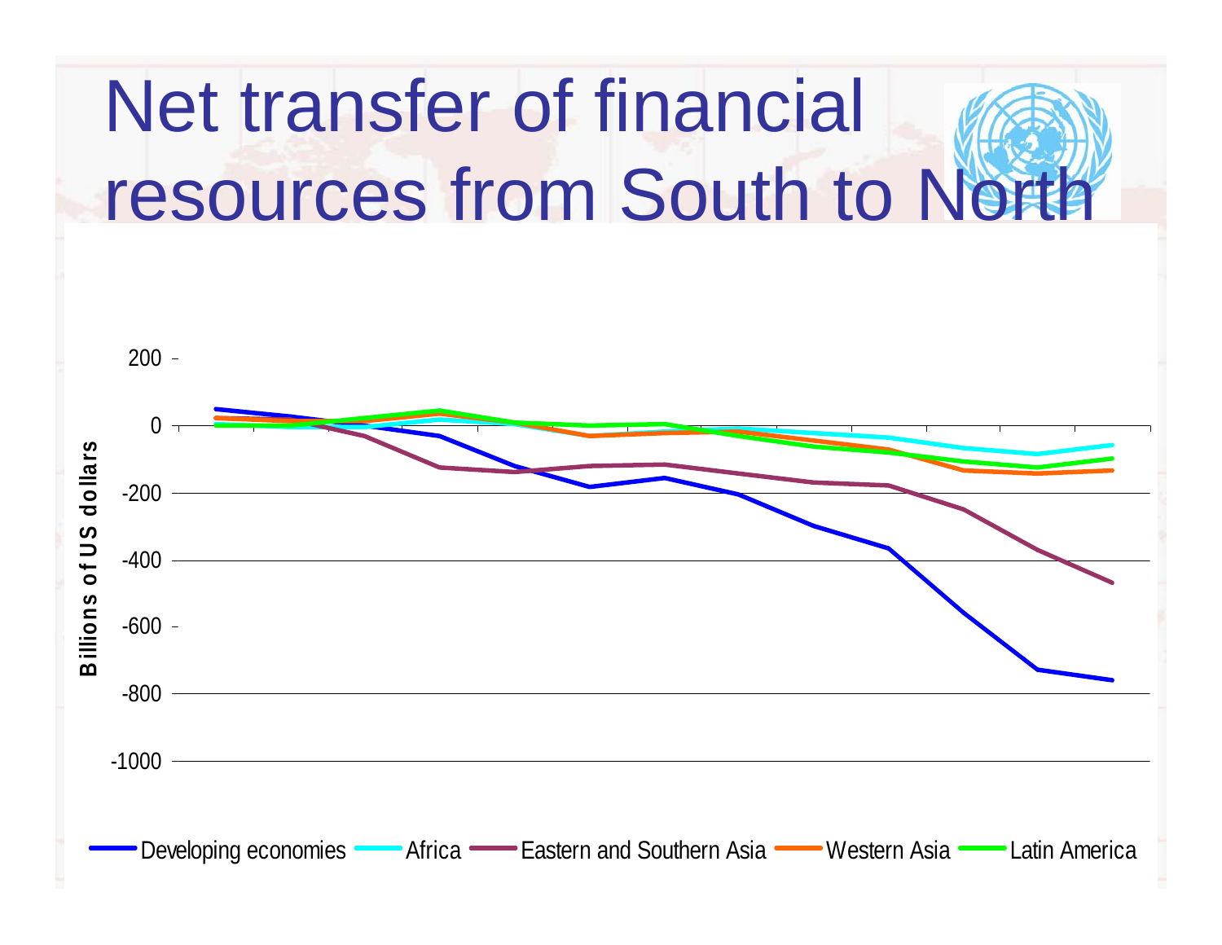# Net transfer of financial resources from South to North

200

0

-200

-400

-600

-800

-1000

Billions of US dollars

Developing economies
Africa
Eastern and Southern Asia
Western Asia
Latin America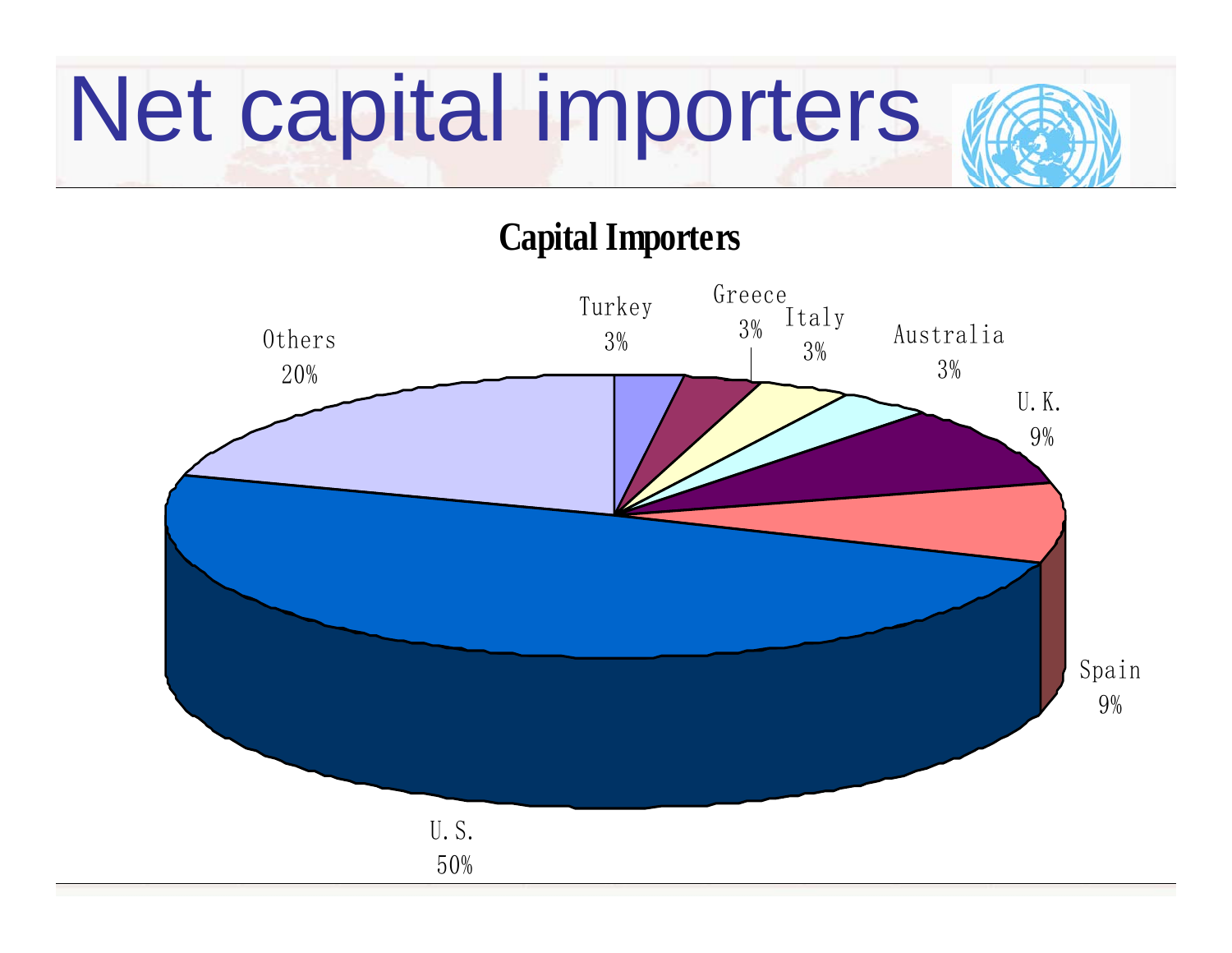# Net capital importers

**Capital Importers**

Turkey 3%

Greece 3%

Italy 3%

Australia 3%

U.K. 9%

Spain 9%

U.S. 50%

Others 20%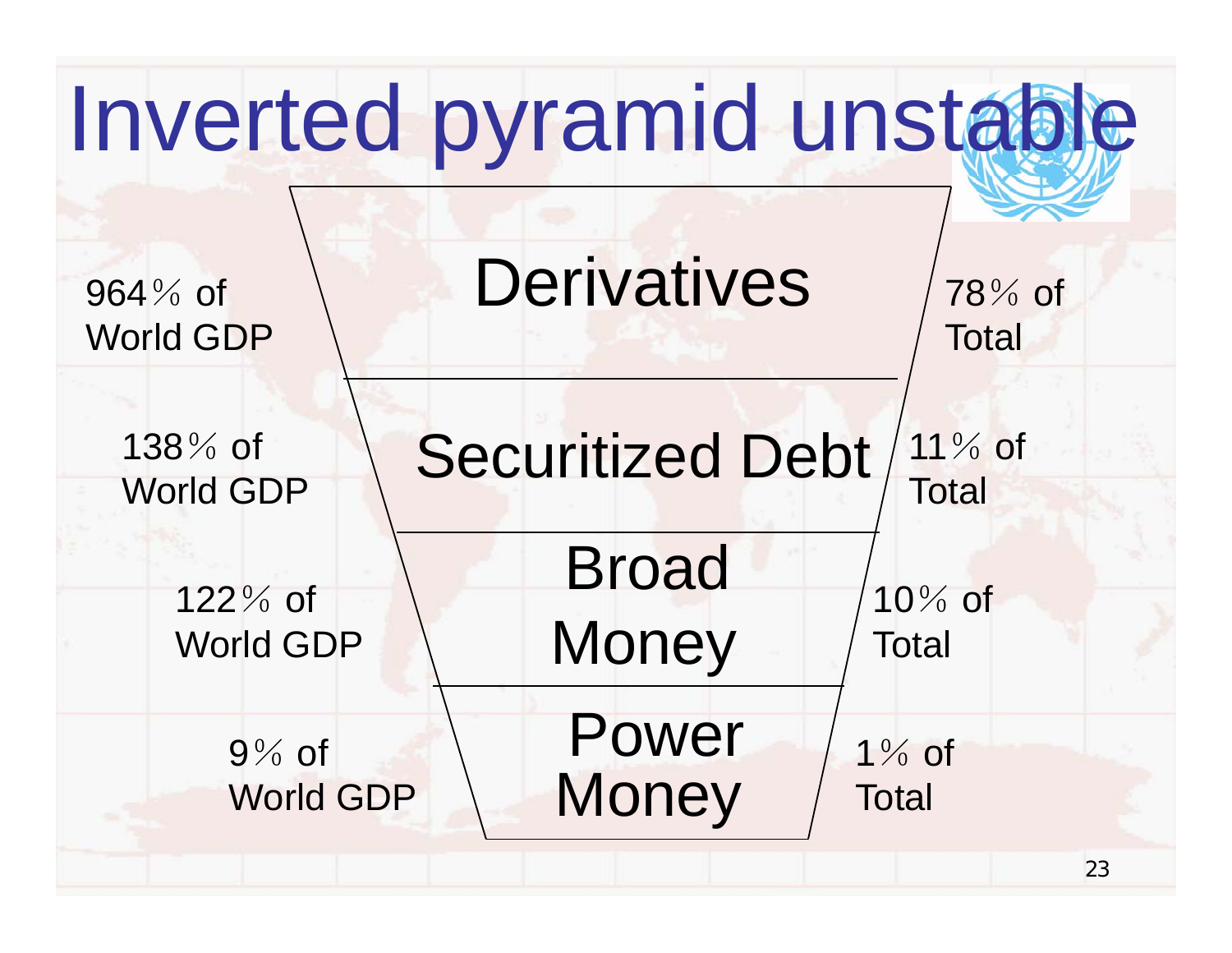# Inverted pyramid unstable

964% of World GDP

Derivatives

78% of Total

138% of World GDP

Securitized Debt

11% of Total

122% of World GDP

Broad Money

10% of Total

9% of World GDP

Power Money

1% of Total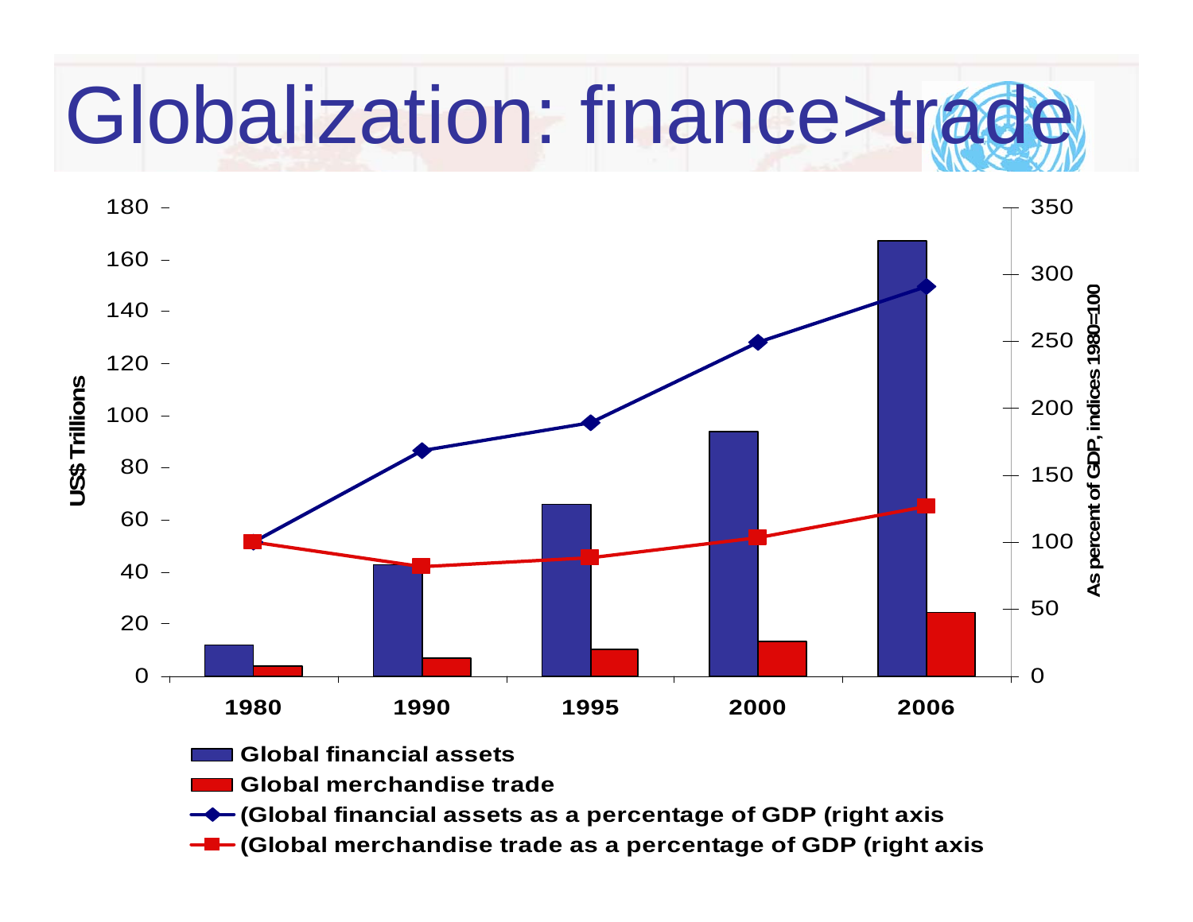# Globalization: finance>trade

180
160
140
120
100
80
60
40
20
0

US$ Trillions

350
300
250
200
150
100
50
0

As percent of GDP, indices 1980=100

1980
1990
1995
2000
2006

Global financial assets

Global merchandise trade

(Global financial assets as a percentage of GDP (right axis

(Global merchandise trade as a percentage of GDP (right axis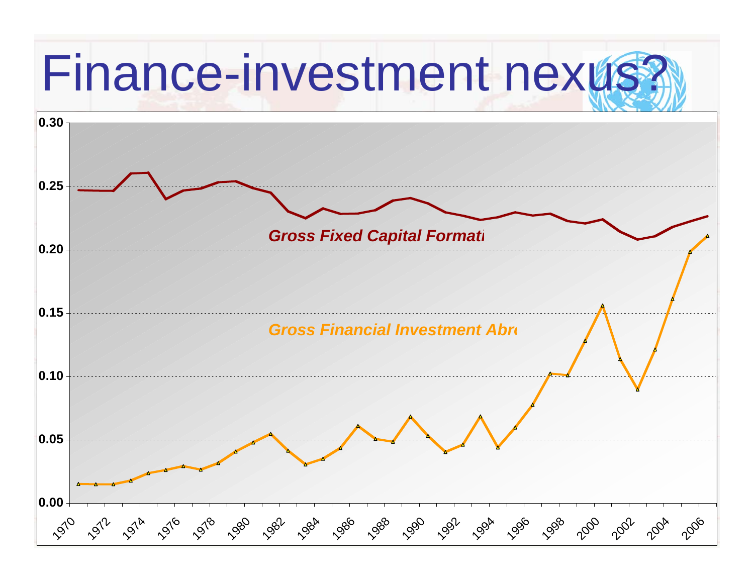# Finance-investment nexus?

0.30
0.25
0.20
0.15
0.10
0.05
0.00

*Gross Fixed Capital Formati*

*Gross Financial Investment Abr*

1970
1972
1974
1976
1978
1980
1982
1984
1986
1988
1990
1992
1994
1996
1998
2000
2002
2004
2006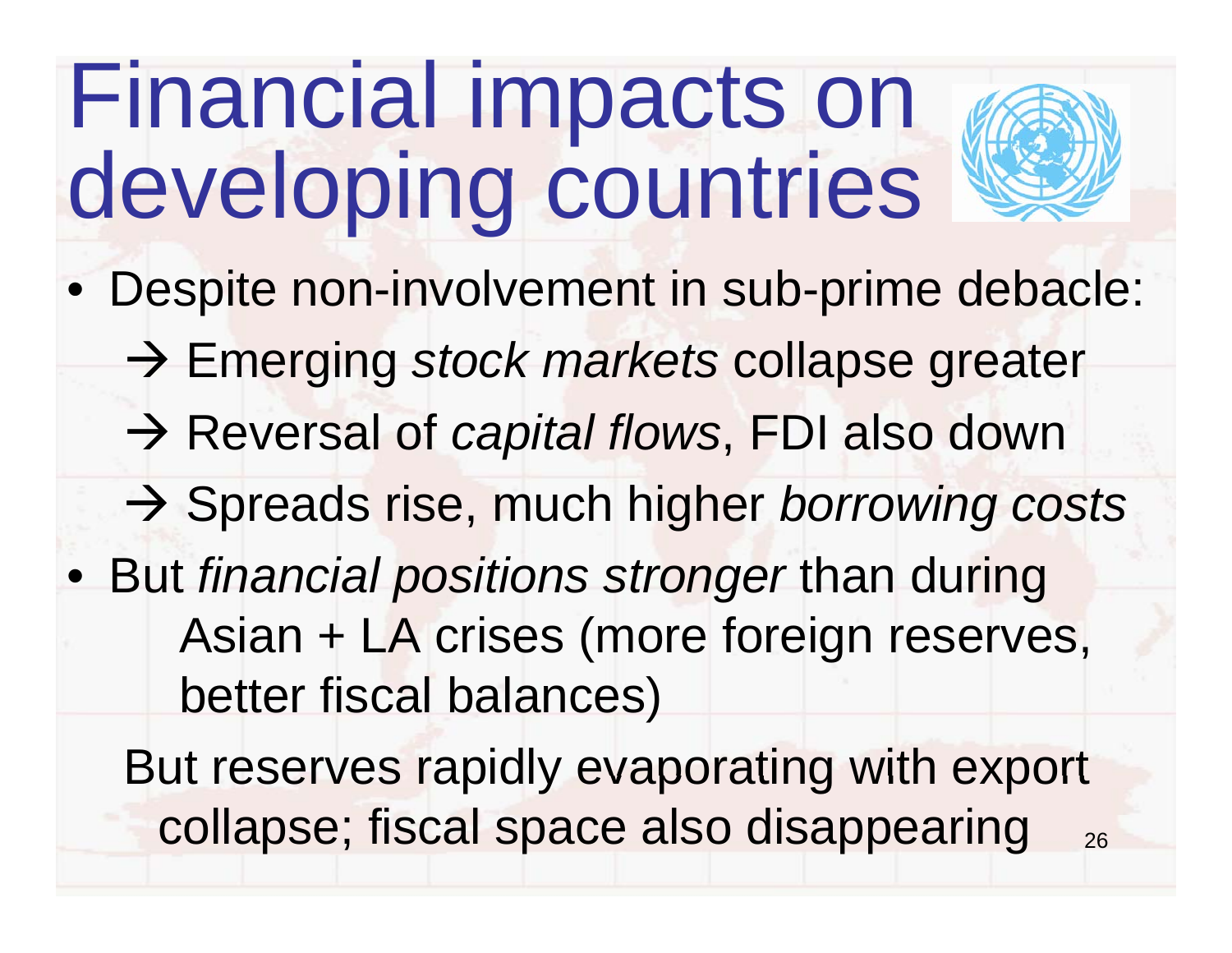# Financial impacts on developing countries

- Despite non-involvement in sub-prime debacle:
  - → Emerging *stock markets* collapse greater
  - → Reversal of *capital flows*, FDI also down
  - → Spreads rise, much higher *borrowing costs*
- But *financial positions stronger* than during Asian + LA crises (more foreign reserves, better fiscal balances)

  But reserves rapidly evaporating with export collapse; fiscal space also disappearing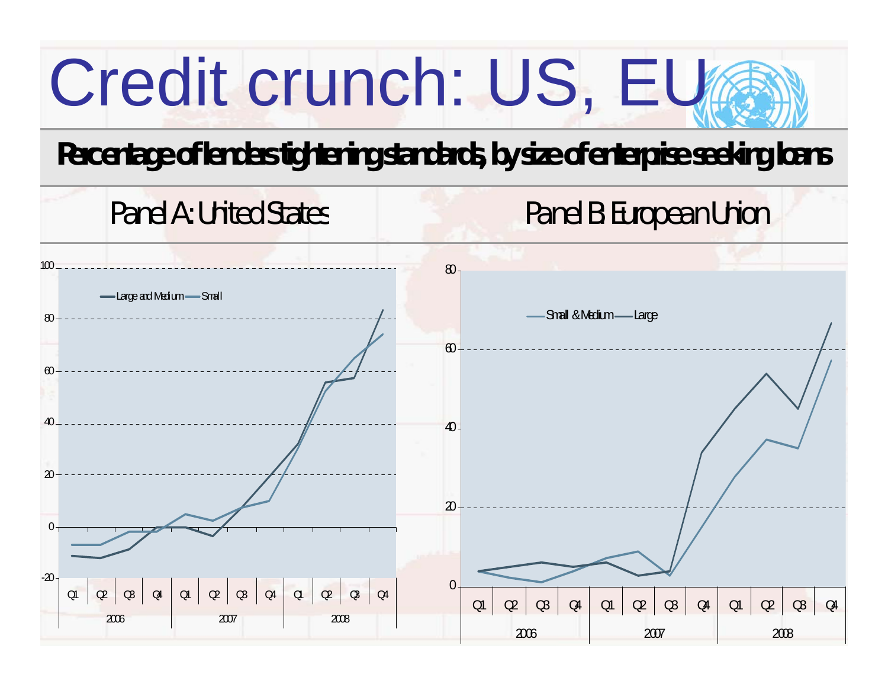# Credit crunch: US, EU

**Percentage of lenders tightening standards, by size of enterprise seeking loans**

Panel A: United States

100
80
60
40
20
0
-20

Large and Medium
Small

Q1 Q2 Q3 Q4 Q1 Q2 Q3 Q4 Q1 Q2 Q3 Q4
2006 2007 2008

Panel B: European Union

80
60
40
20
0

Small & Medium
Large

Q1 Q2 Q3 Q4 Q1 Q2 Q3 Q4 Q1 Q2 Q3 Q4
2006 2007 2008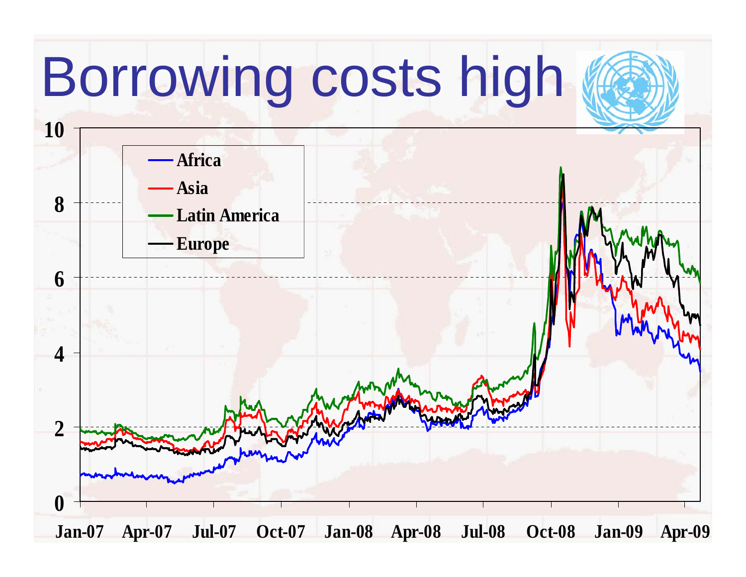# Borrowing costs high

10
8
6
4
2
0

Africa
Asia
Latin America
Europe

Jan-07 Apr-07 Jul-07 Oct-07 Jan-08 Apr-08 Jul-08 Oct-08 Jan-09 Apr-09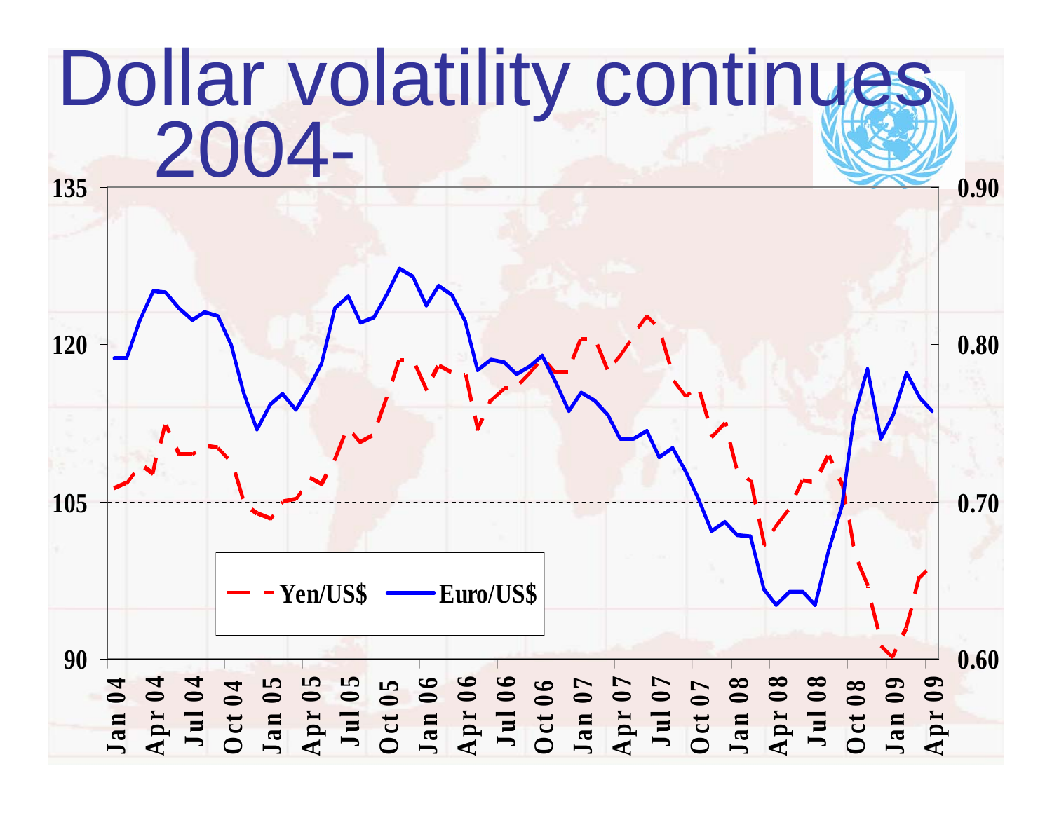# Dollar volatility continues 2004-

135
120
105
90

0.90
0.80
0.70
0.60

Yen/US$
Euro/US$

Jan 04
Apr 04
Jul 04
Oct 04
Jan 05
Apr 05
Jul 05
Oct 05
Jan 06
Apr 06
Jul 06
Oct 06
Jan 07
Apr 07
Jul 07
Oct 07
Jan 08
Apr 08
Jul 08
Oct 08
Jan 09
Apr 09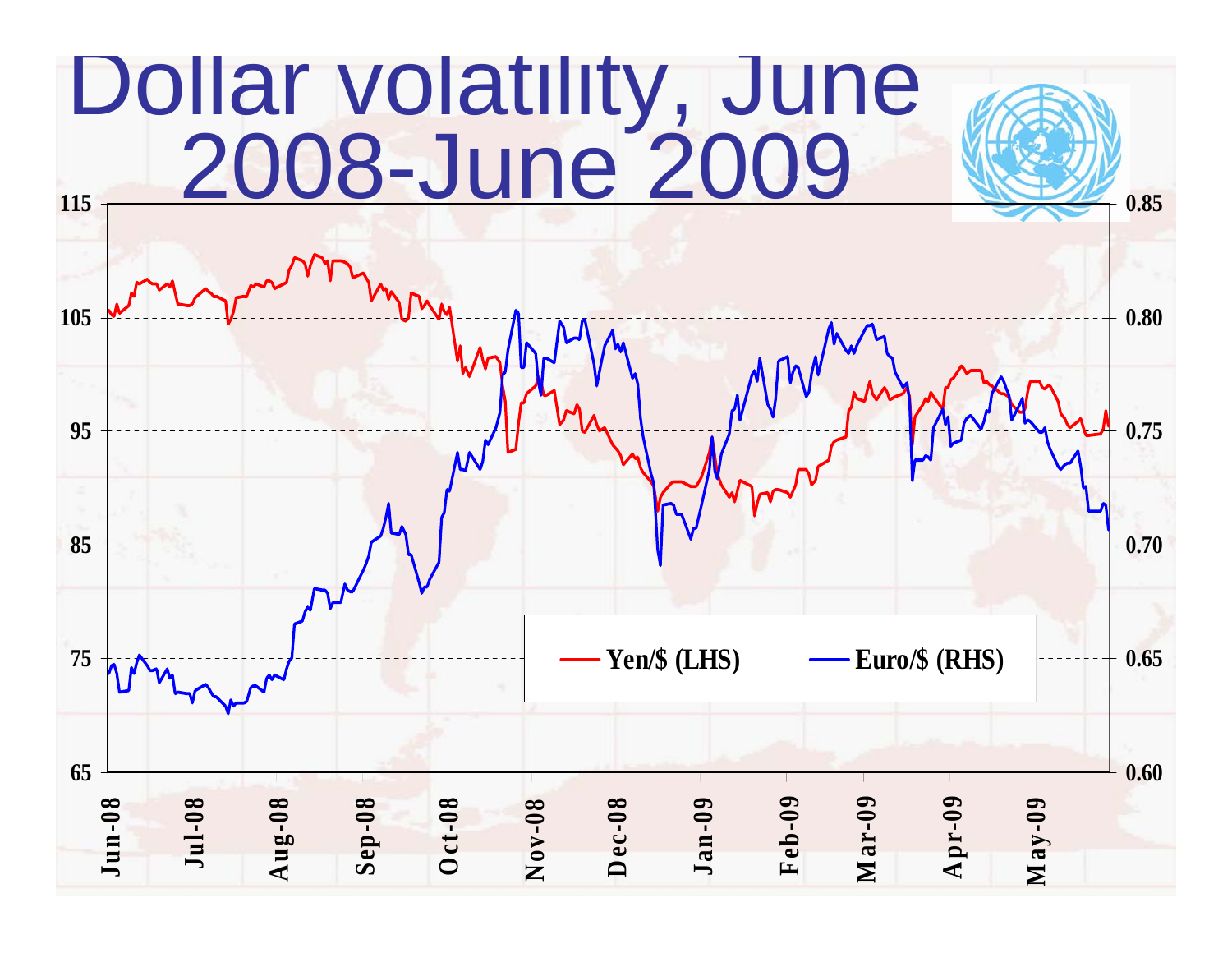# Dollar volatility, June 2008-June 2009

115
105
95
85
75
65

0.85
0.80
0.75
0.70
0.65
0.60

Yen/$ (LHS)
Euro/$ (RHS)

Jun-08
Jul-08
Aug-08
Sep-08
Oct-08
Nov-08
Dec-08
Jan-09
Feb-09
Mar-09
Apr-09
May-09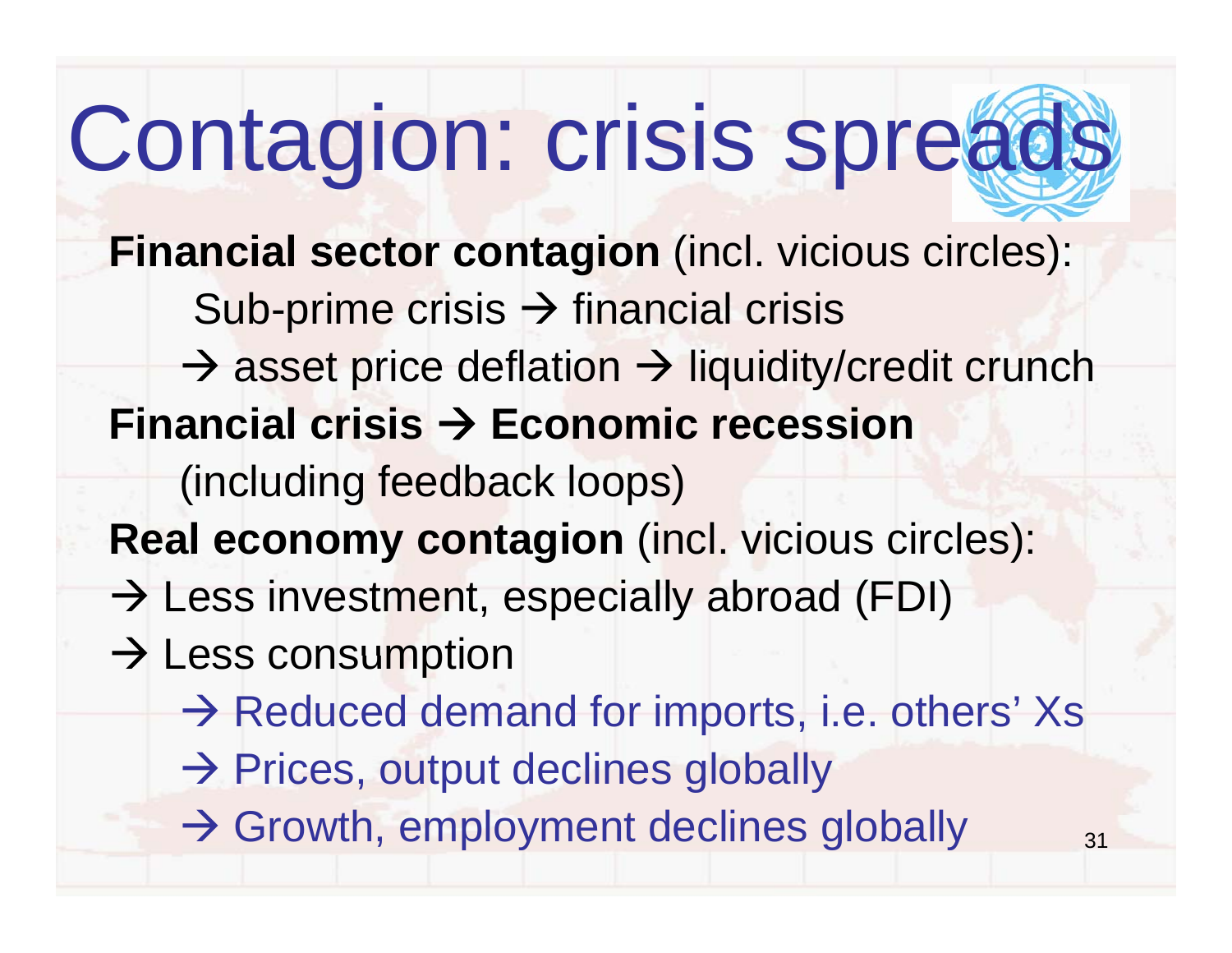# Contagion: crisis spreads

**Financial sector contagion** (incl. vicious circles):

Sub-prime crisis → financial crisis

→ asset price deflation → liquidity/credit crunch

**Financial crisis → Economic recession**

(including feedback loops)

**Real economy contagion** (incl. vicious circles):

→ Less investment, especially abroad (FDI)

→ Less consumption

→ Reduced demand for imports, i.e. others' Xs

→ Prices, output declines globally

→ Growth, employment declines globally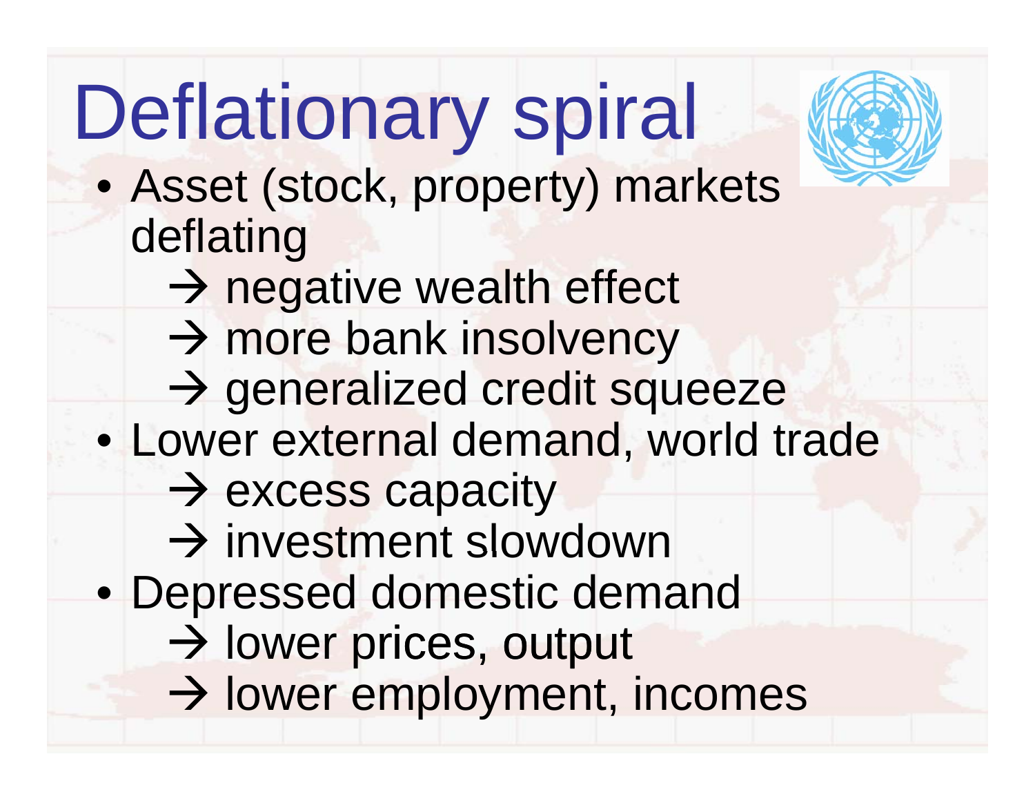# Deflationary spiral

- Asset (stock, property) markets deflating
  - → negative wealth effect
  - → more bank insolvency
  - → generalized credit squeeze
- Lower external demand, world trade
  - → excess capacity
  - → investment slowdown
- Depressed domestic demand
  - → lower prices, output
  - → lower employment, incomes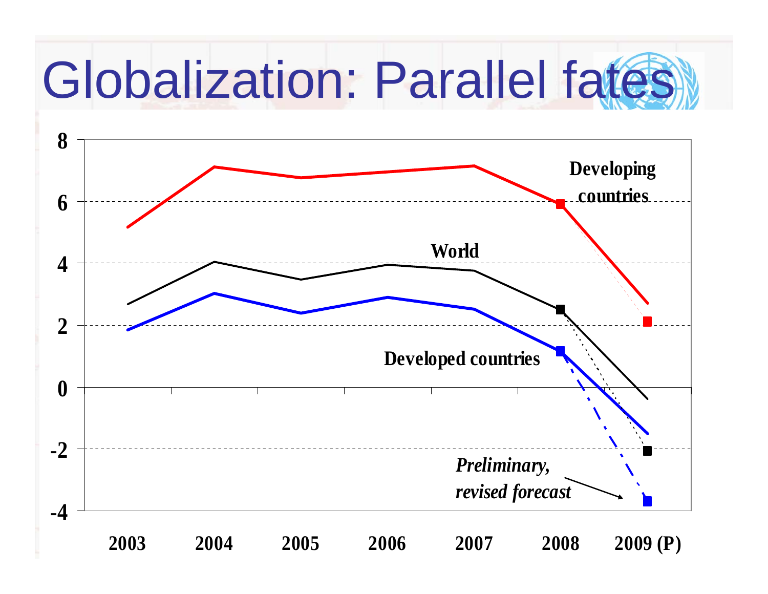# Globalization: Parallel fates

8
6
4
2
0
-2
-4

Developing countries

World

Developed countries

*Preliminary, revised forecast*

2003
2004
2005
2006
2007
2008
2009 (P)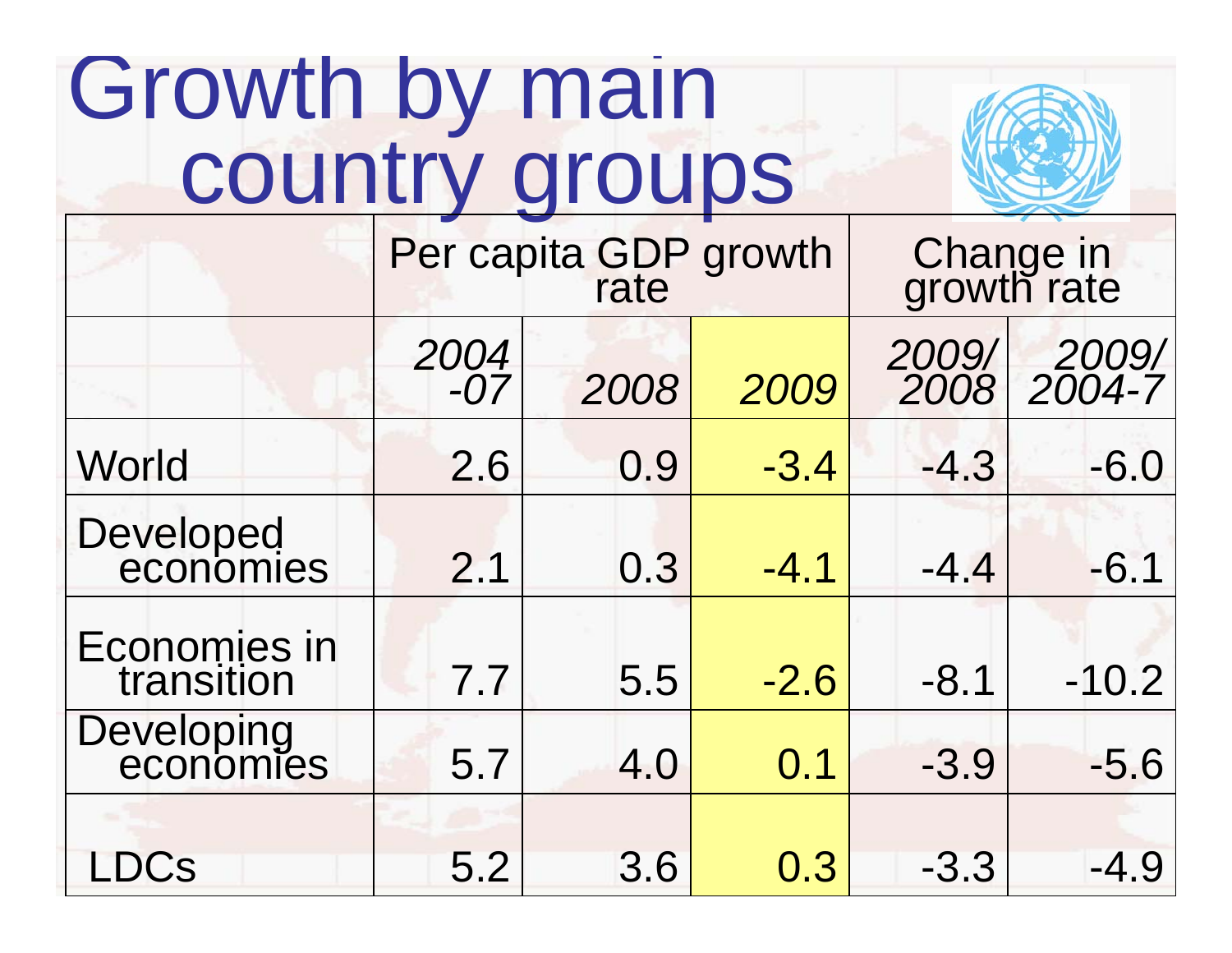# Growth by main country groups

| | Per capita GDP growth rate | | | Change in growth rate | |
|---|---|---|---|---|---|
| | *2004-07* | *2008* | *2009* | *2009/2008* | *2009/2004-7* |
| World | 2.6 | 0.9 | -3.4 | -4.3 | -6.0 |
| Developed economies | 2.1 | 0.3 | -4.1 | -4.4 | -6.1 |
| Economies in transition | 7.7 | 5.5 | -2.6 | -8.1 | -10.2 |
| Developing economies | 5.7 | 4.0 | 0.1 | -3.9 | -5.6 |
| LDCs | 5.2 | 3.6 | 0.3 | -3.3 | -4.9 |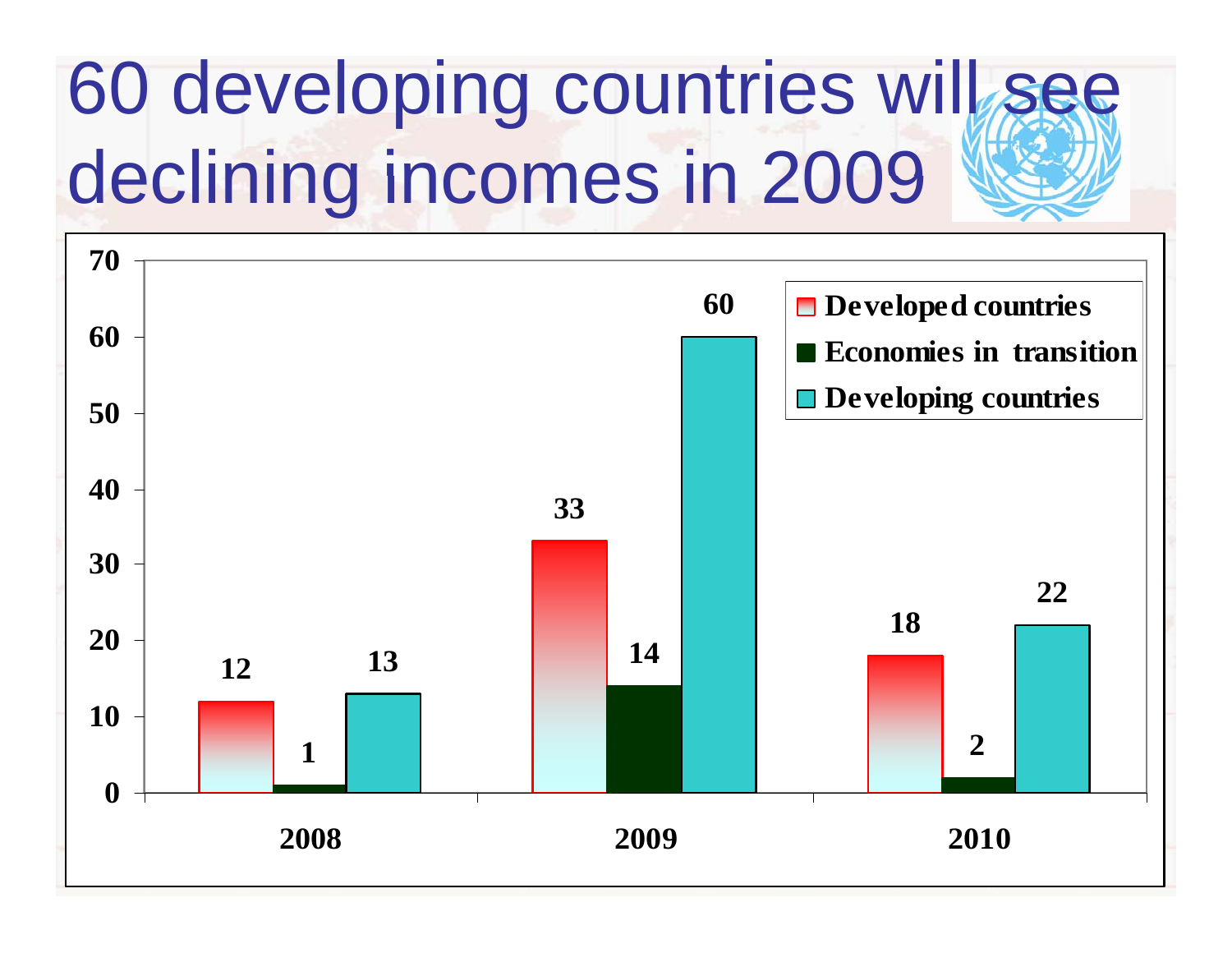# 60 developing countries will see declining incomes in 2009

70
60
50
40
30
20
10
0

Developed countries
Economies in transition
Developing countries

12
1
13
33
14
60
18
2
22

2008
2009
2010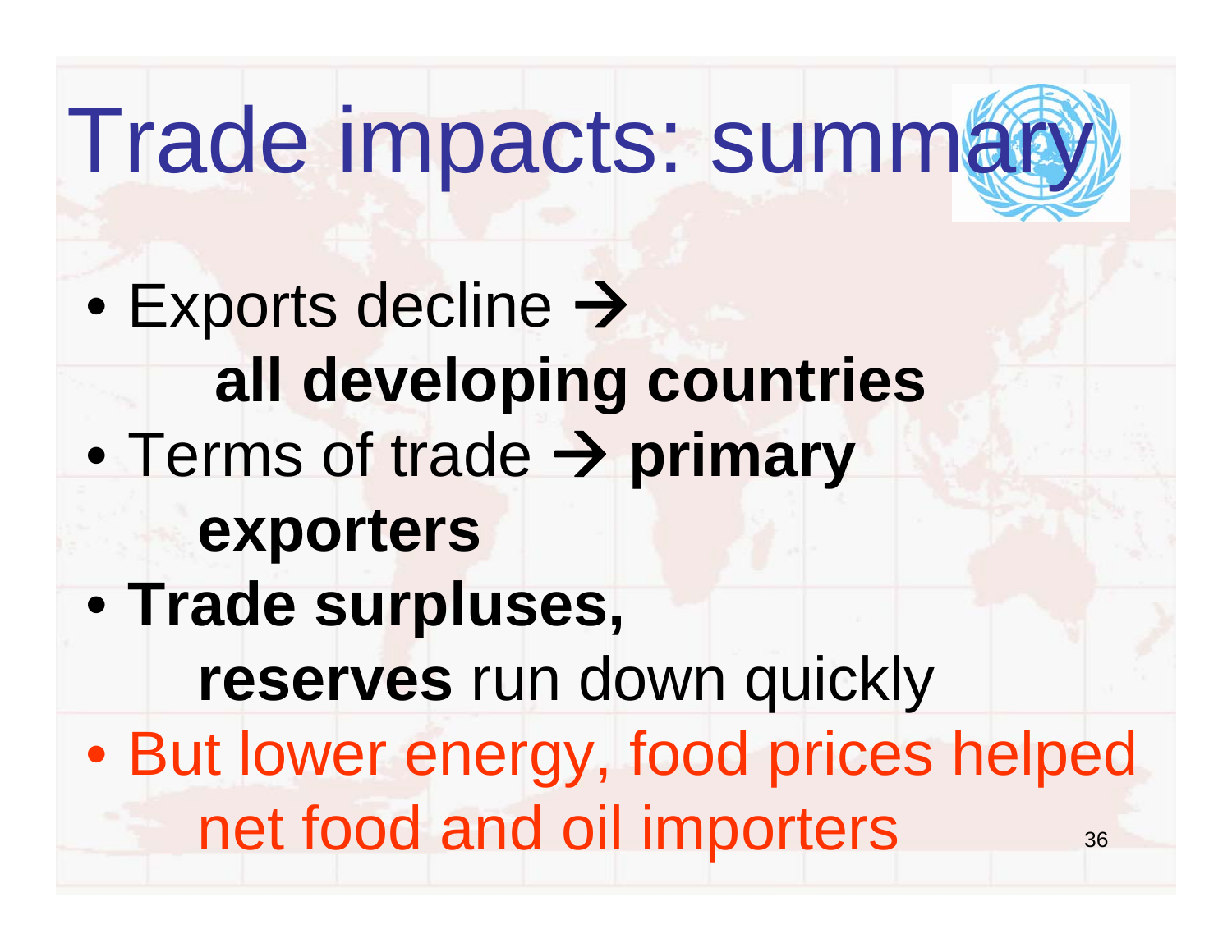# Trade impacts: summary

- Exports decline → **all developing countries**
- Terms of trade → **primary exporters**
- **Trade surpluses, reserves** run down quickly
- But lower energy, food prices helped net food and oil importers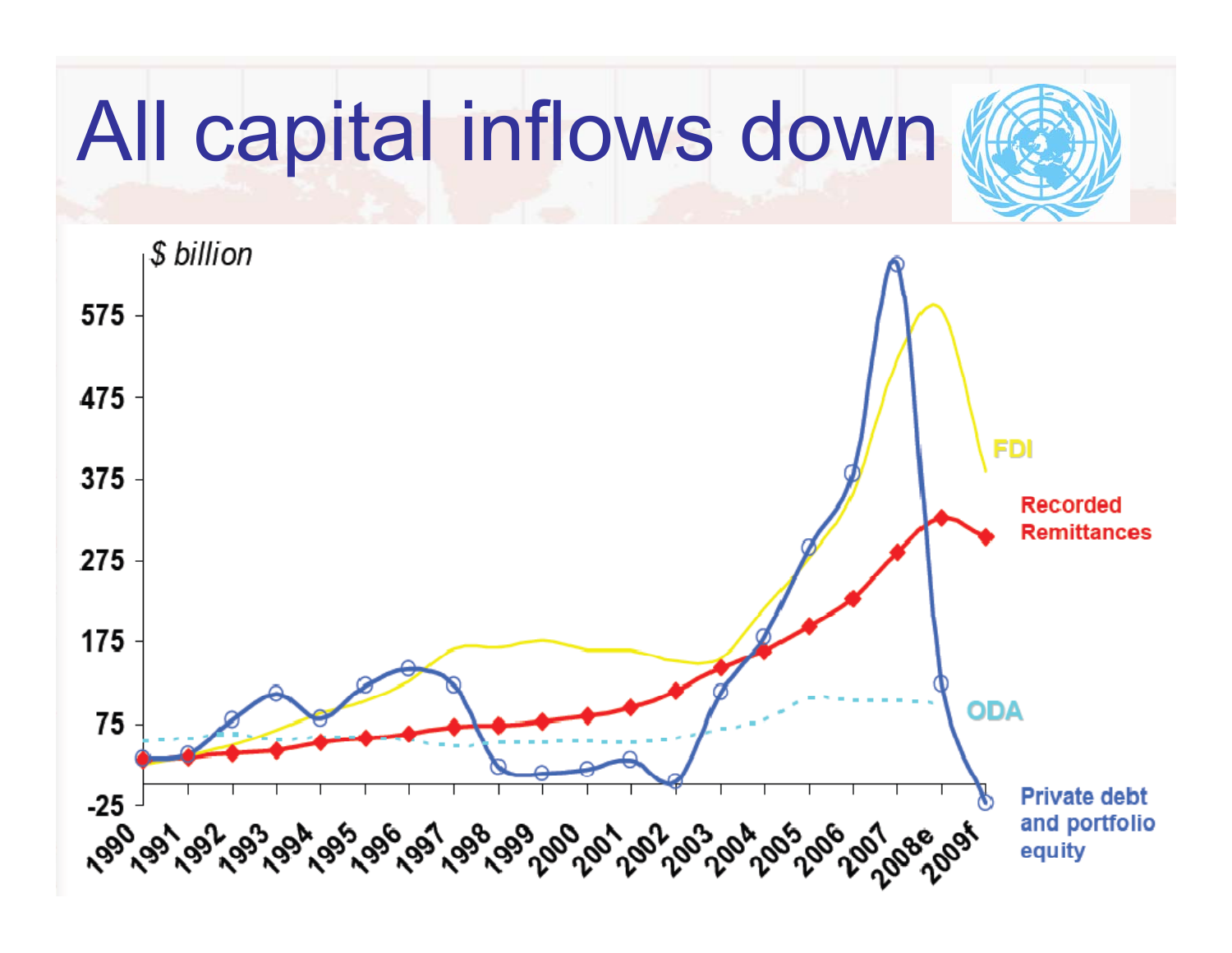# All capital inflows down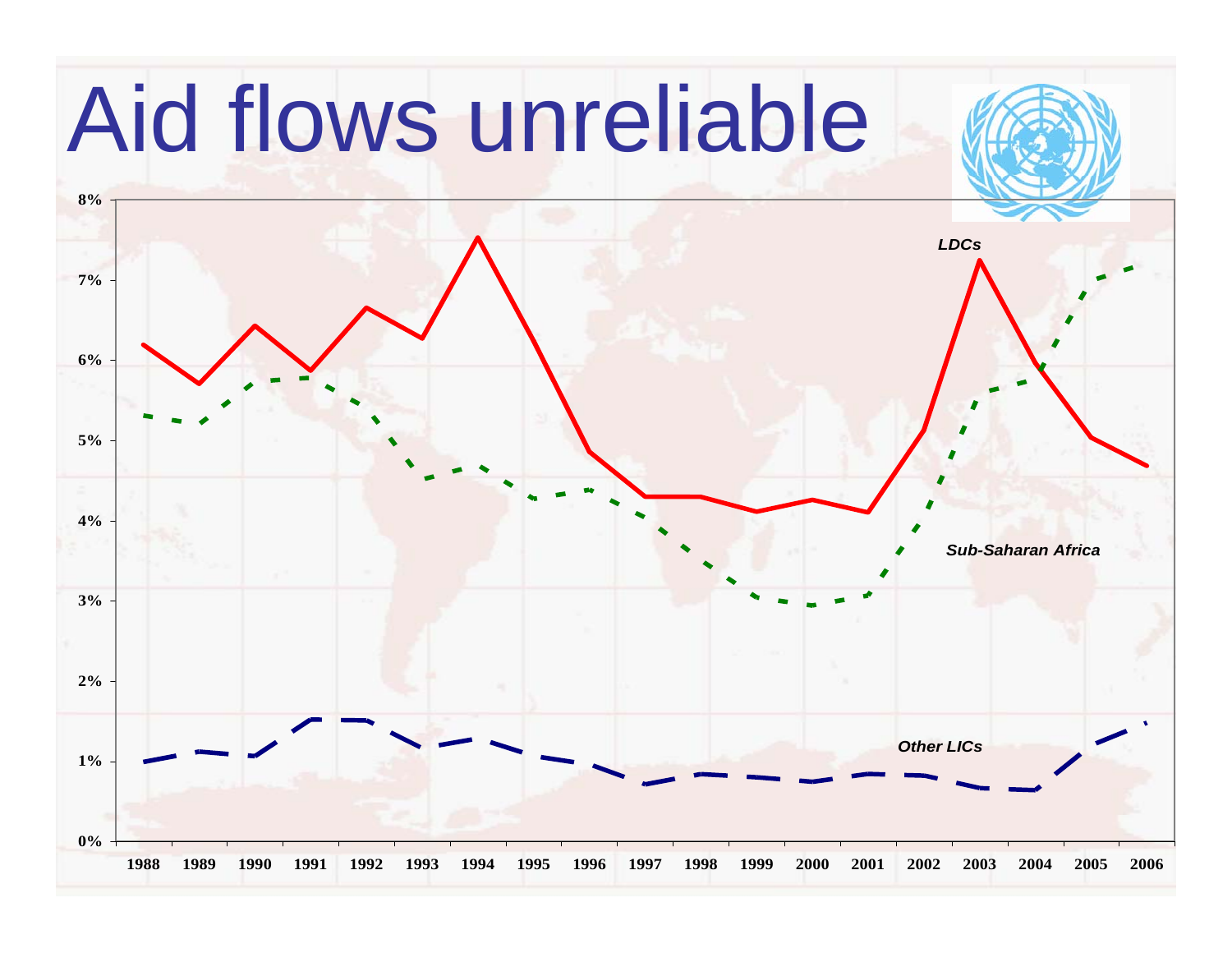# Aid flows unreliable

8%
7%
6%
5%
4%
3%
2%
1%
0%

LDCs

Sub-Saharan Africa

Other LICs

1988 1989 1990 1991 1992 1993 1994 1995 1996 1997 1998 1999 2000 2001 2002 2003 2004 2005 2006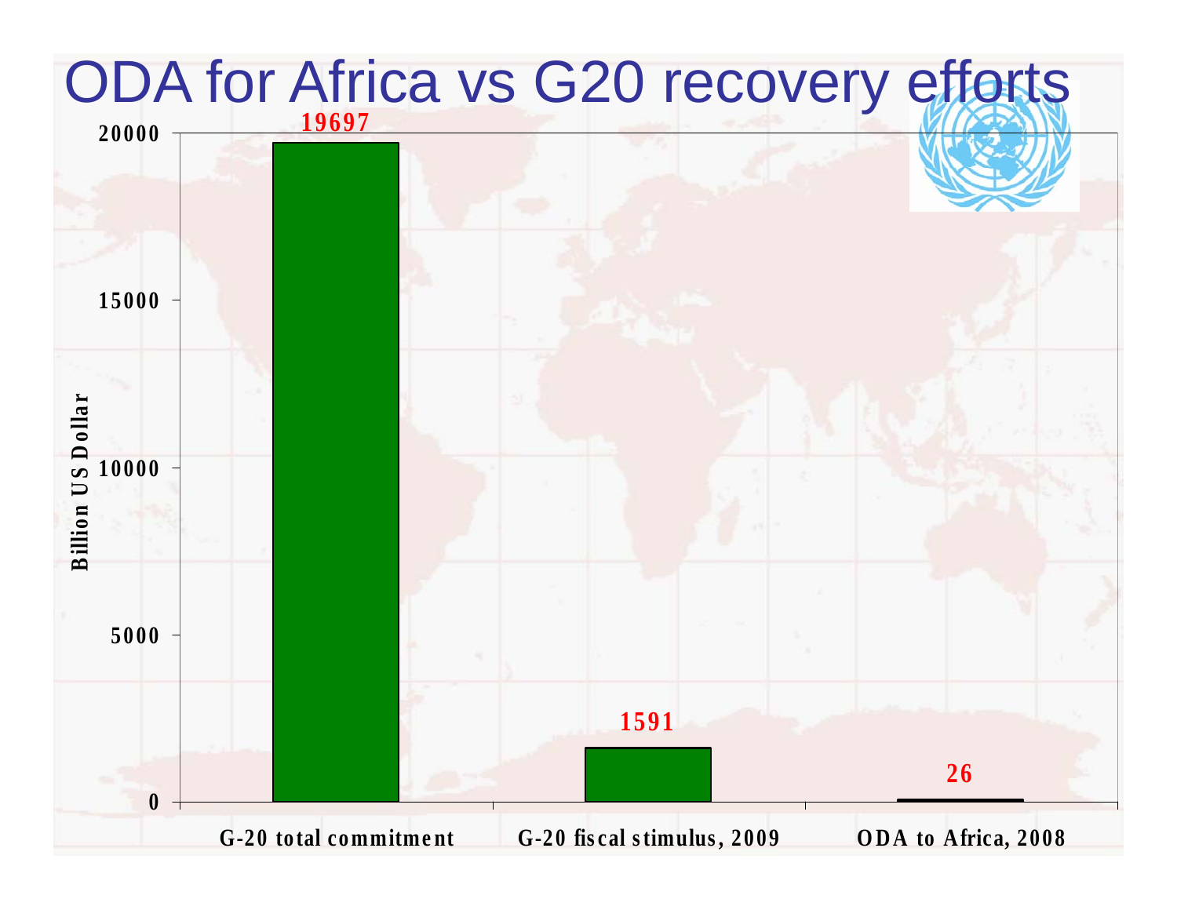# ODA for Africa vs G20 recovery efforts

Billion US Dollar

20000
15000
10000
5000
0

19697
1591
26

G-20 total commitment
G-20 fiscal stimulus, 2009
ODA to Africa, 2008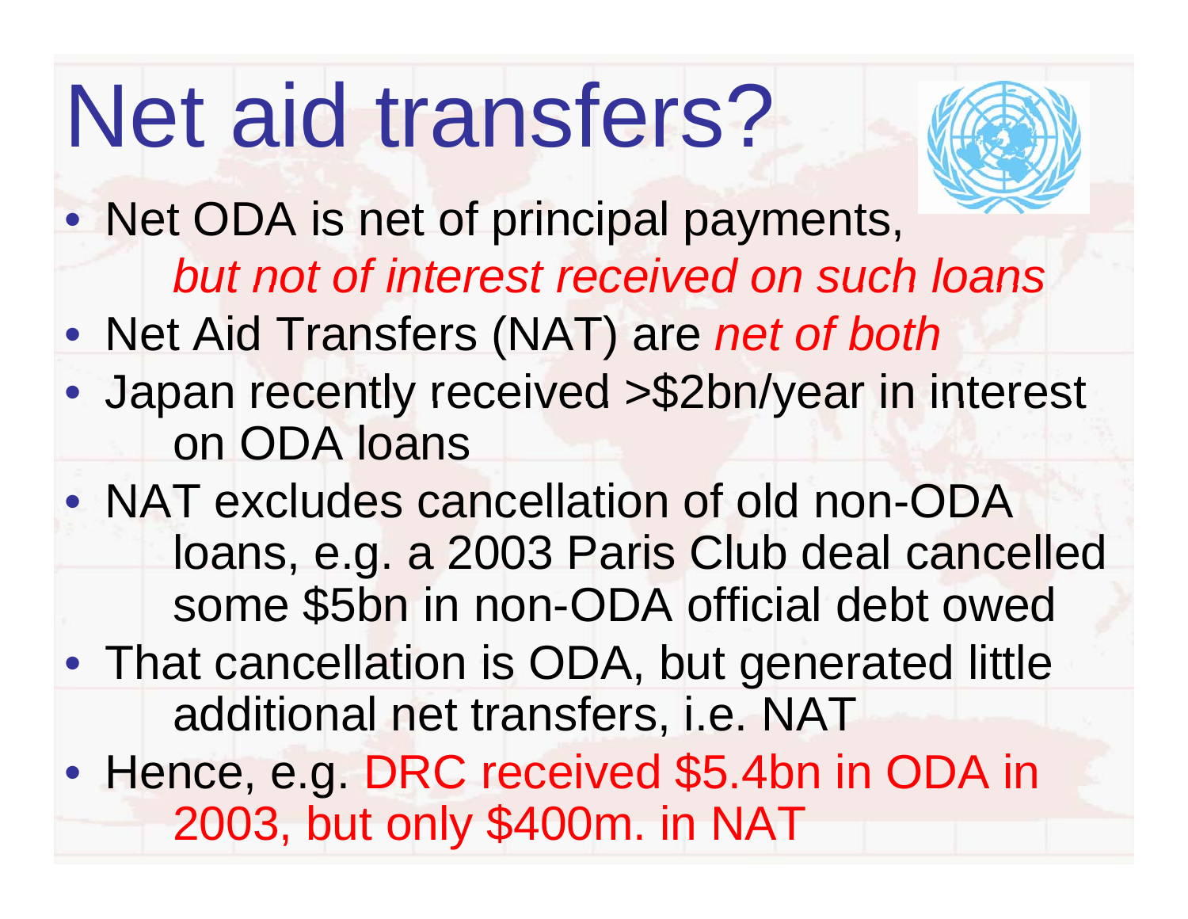# Net aid transfers?

- Net ODA is net of principal payments, *but not of interest received on such loans*
- Net Aid Transfers (NAT) are *net of both*
- Japan recently received >$2bn/year in interest on ODA loans
- NAT excludes cancellation of old non-ODA loans, e.g. a 2003 Paris Club deal cancelled some $5bn in non-ODA official debt owed
- That cancellation is ODA, but generated little additional net transfers, i.e. NAT
- Hence, e.g. DRC received $5.4bn in ODA in 2003, but only $400m. in NAT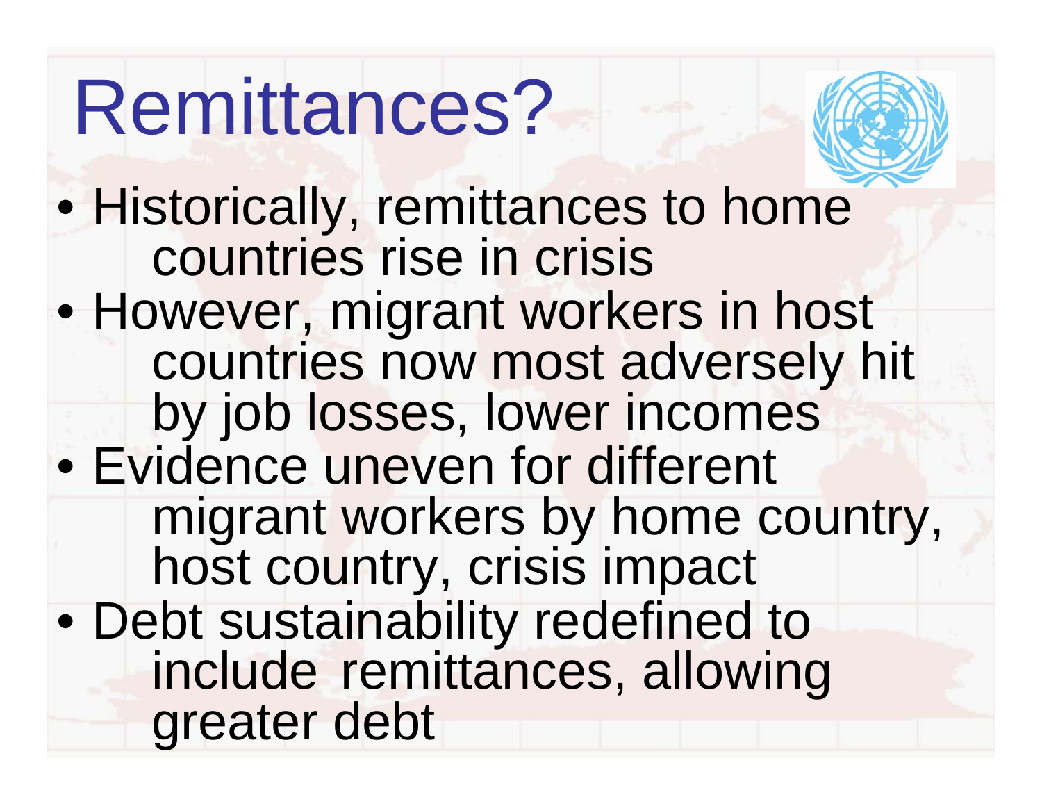# Remittances?

- Historically, remittances to home countries rise in crisis
- However, migrant workers in host countries now most adversely hit by job losses, lower incomes
- Evidence uneven for different migrant workers by home country, host country, crisis impact
- Debt sustainability redefined to include remittances, allowing greater debt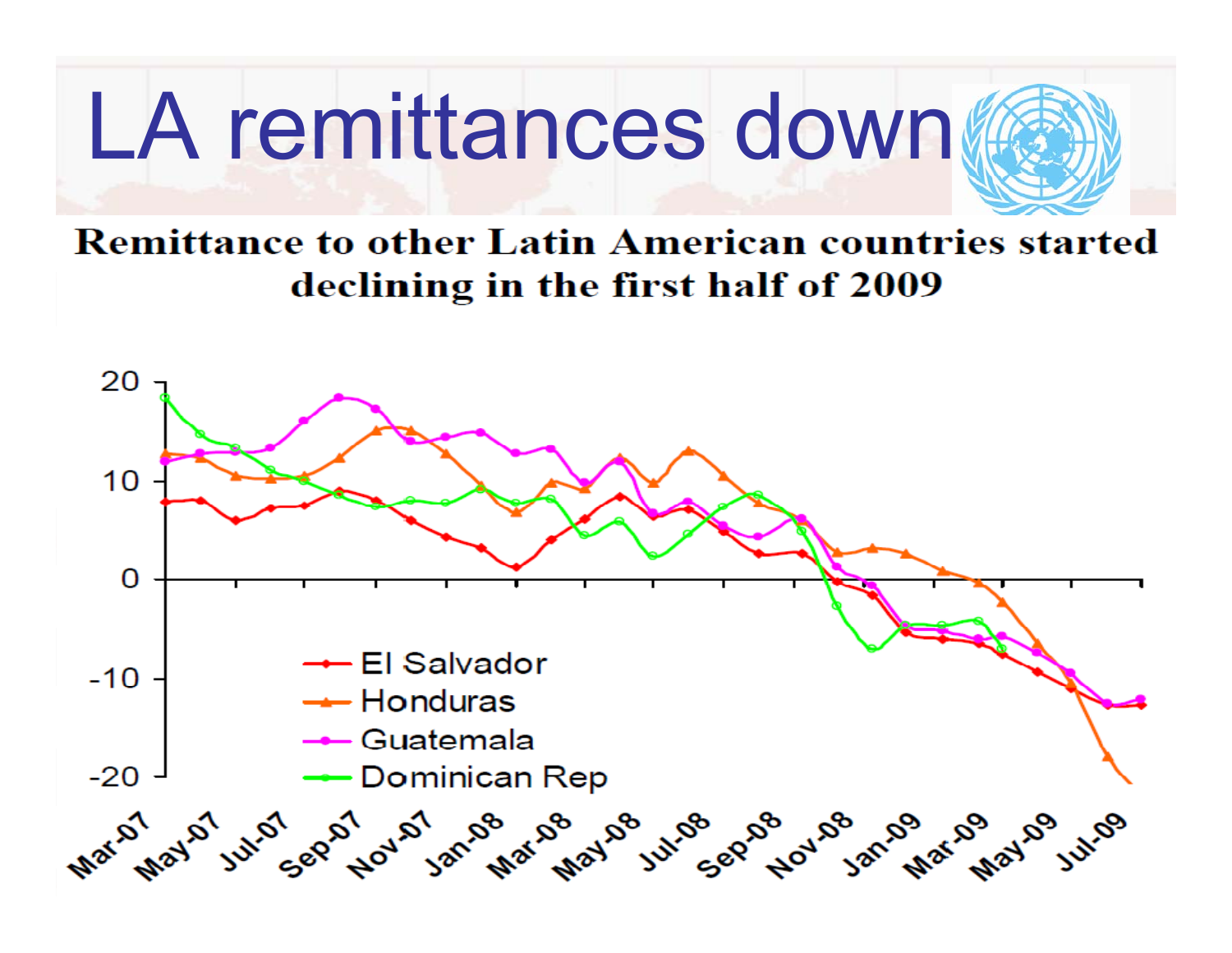# LA remittances down

**Remittance to other Latin American countries started declining in the first half of 2009**

20

10

0

-10

-20

Mar-07 May-07 Jul-07 Sep-07 Nov-07 Jan-08 Mar-08 May-08 Jul-08 Sep-08 Nov-08 Jan-09 Mar-09 May-09 Jul-09

El Salvador

Honduras

Guatemala

Dominican Rep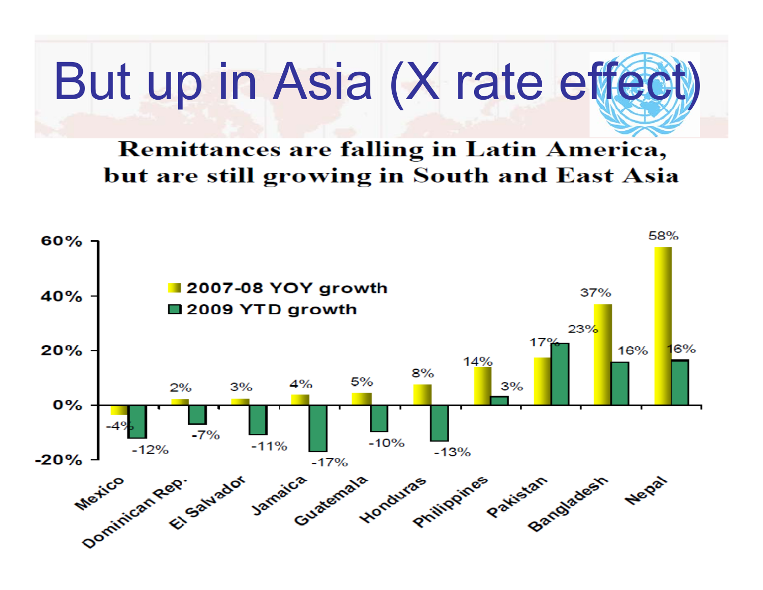# But up in Asia (X rate effect)

**Remittances are falling in Latin America, but are still growing in South and East Asia**

60%
40%
20%
0%
-20%

2007-08 YOY growth
2009 YTD growth

Mexico: -4%, -12%
Dominican Rep.: 2%, -7%
El Salvador: 3%, -11%
Jamaica: 4%, -17%
Guatemala: 5%, -10%
Honduras: 8%, -13%
Philippines: 14%, 3%
Pakistan: 17%, 23%
Bangladesh: 37%, 16%
Nepal: 58%, 16%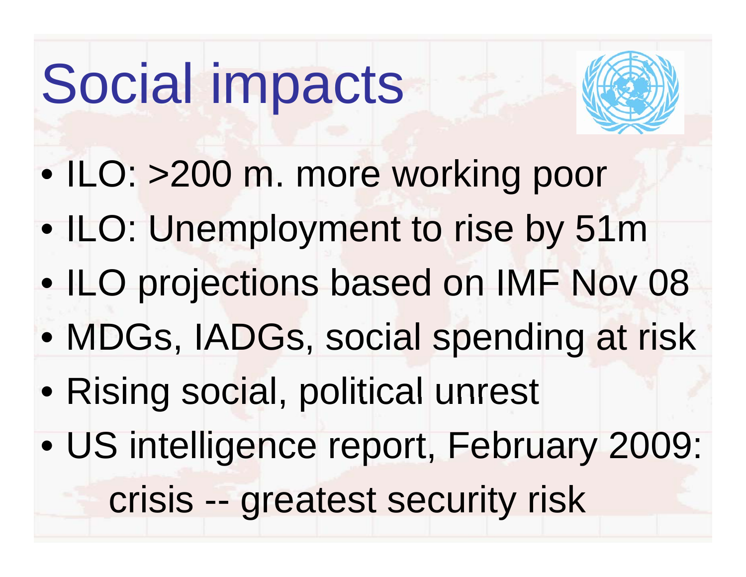# Social impacts

- ILO: >200 m. more working poor
- ILO: Unemployment to rise by 51m
- ILO projections based on IMF Nov 08
- MDGs, IADGs, social spending at risk
- Rising social, political unrest
- US intelligence report, February 2009: crisis -- greatest security risk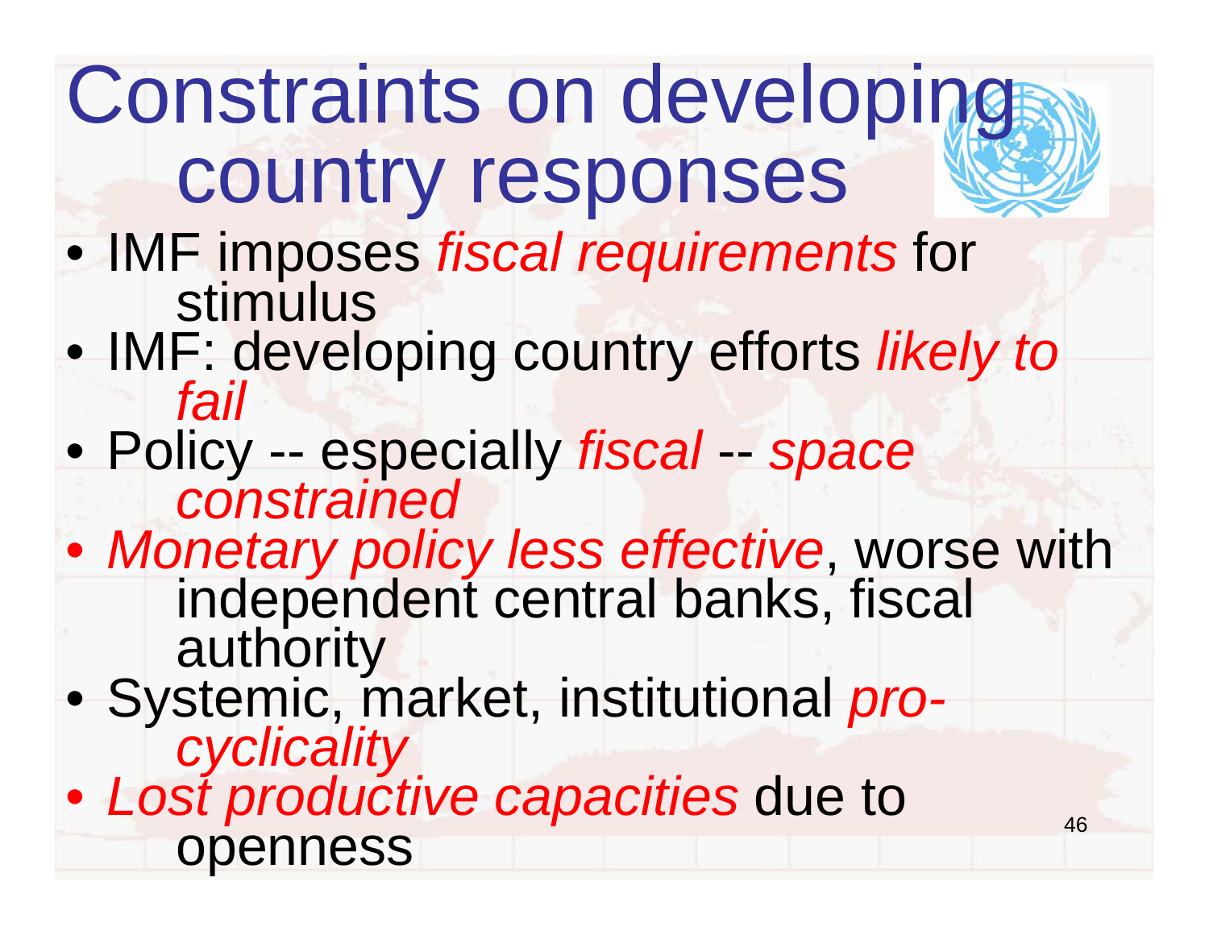# Constraints on developing country responses

- IMF imposes *fiscal requirements* for stimulus
- IMF: developing country efforts *likely to fail*
- Policy -- especially *fiscal* -- *space constrained*
- *Monetary policy less effective*, worse with independent central banks, fiscal authority
- Systemic, market, institutional *pro-cyclicality*
- *Lost productive capacities* due to openness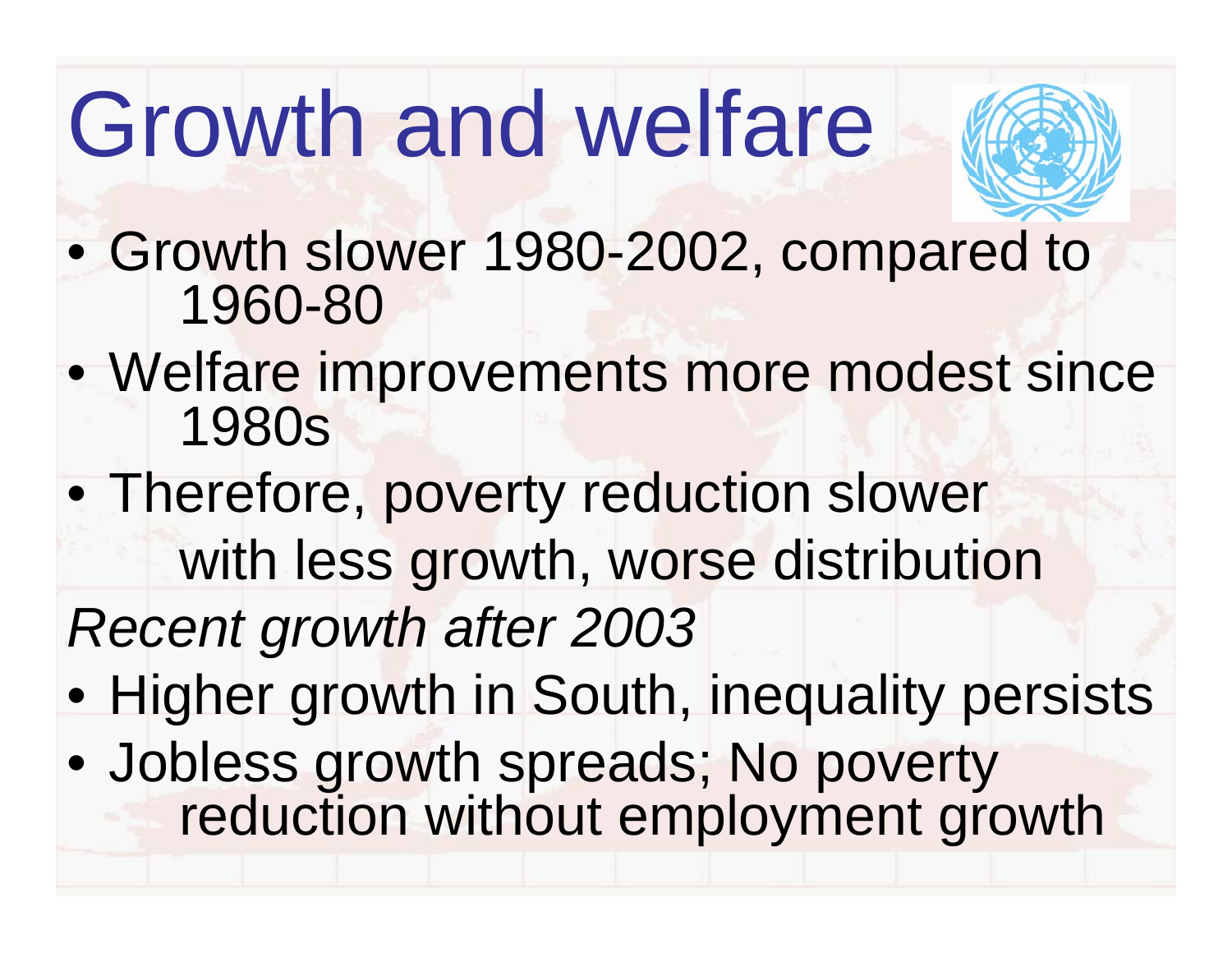# Growth and welfare

- Growth slower 1980-2002, compared to 1960-80
- Welfare improvements more modest since 1980s
- Therefore, poverty reduction slower with less growth, worse distribution

*Recent growth after 2003*

- Higher growth in South, inequality persists
- Jobless growth spreads; No poverty reduction without employment growth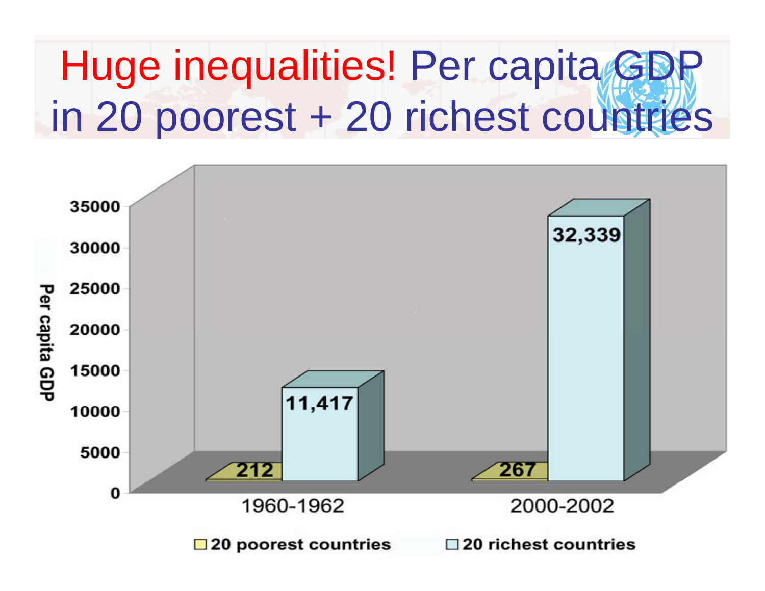# Huge inequalities! Per capita GDP in 20 poorest + 20 richest countries

Per capita GDP

35000
30000
25000
20000
15000
10000
5000
0

212
11,417
267
32,339

1960-1962
2000-2002

20 poorest countries
20 richest countries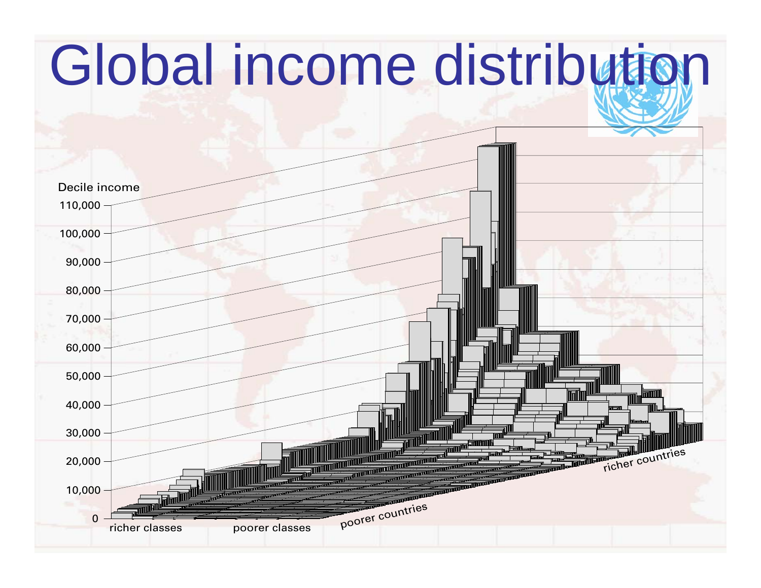# Global income distribution

Decile income

110,000

100,000

90,000

80,000

70,000

60,000

50,000

40,000

30,000

20,000

10,000

0

richer classes

poorer classes

poorer countries

richer countries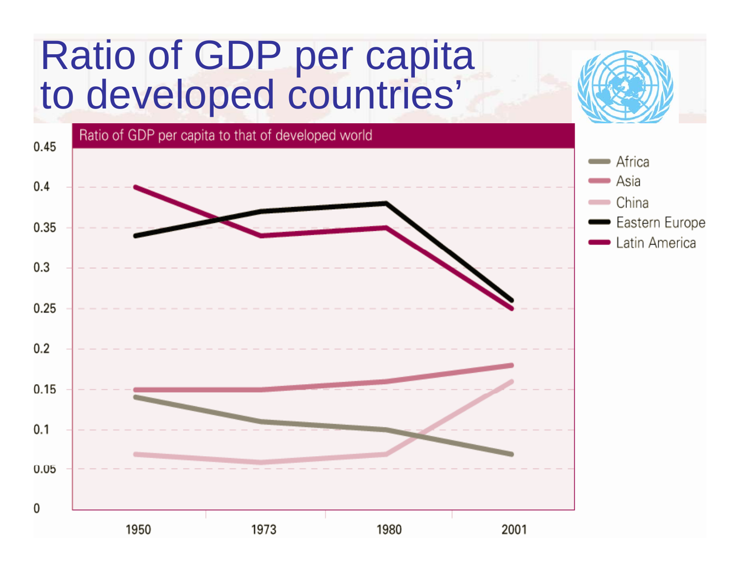# Ratio of GDP per capita to developed countries'

Ratio of GDP per capita to that of developed world

0.45
0.4
0.35
0.3
0.25
0.2
0.15
0.1
0.05
0

1950
1973
1980
2001

Africa
Asia
China
Eastern Europe
Latin America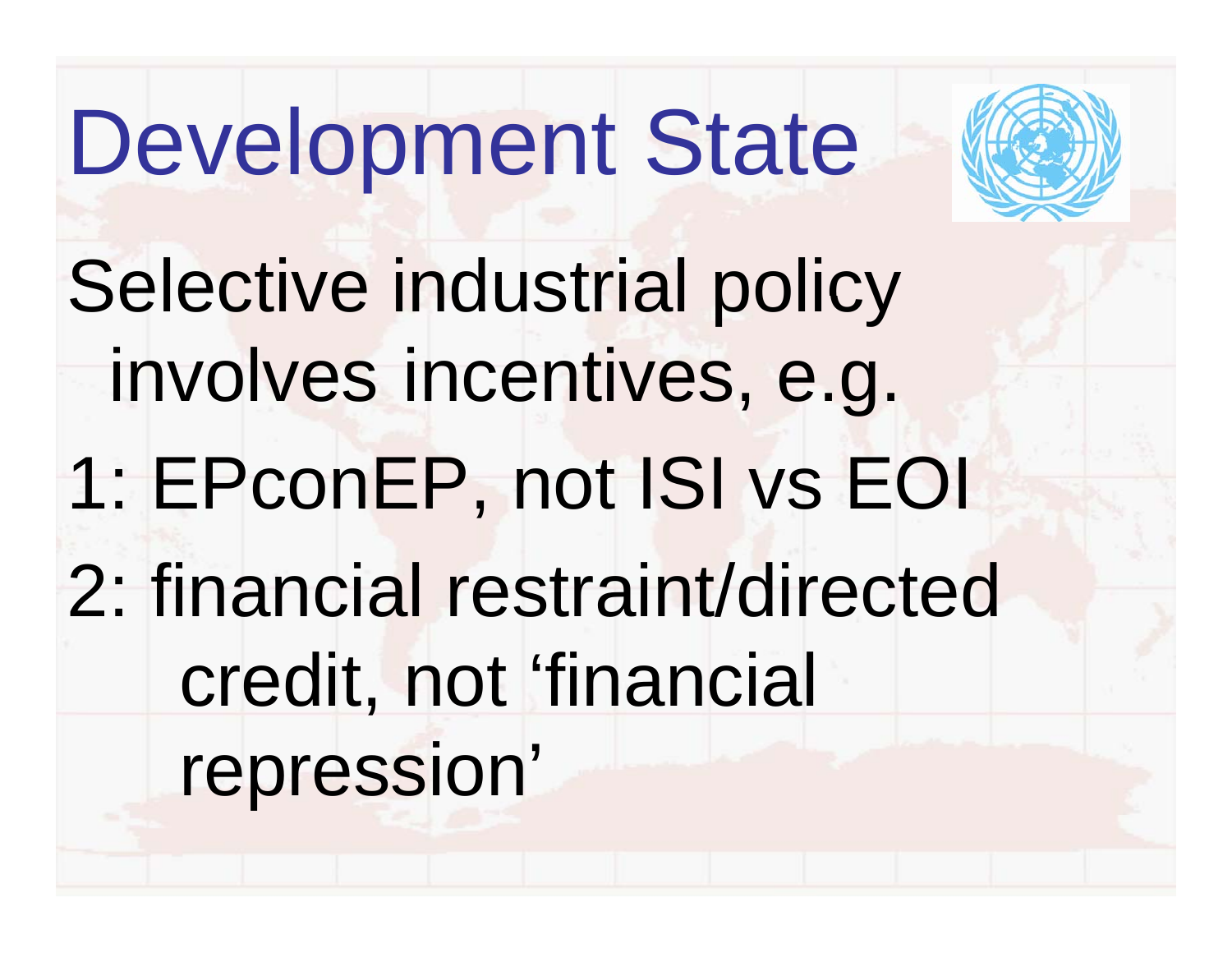# Development State

Selective industrial policy involves incentives, e.g.

1: EPconEP, not ISI vs EOI

2: financial restraint/directed credit, not ‘financial repression’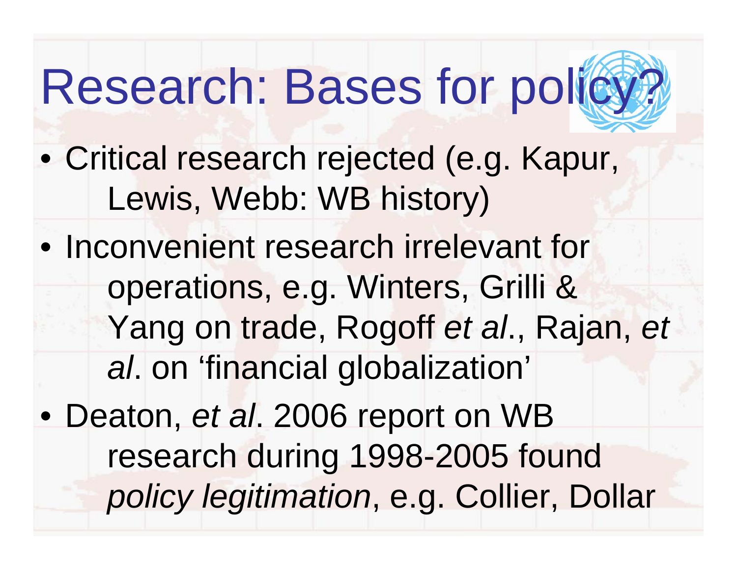# Research: Bases for policy?

- Critical research rejected (e.g. Kapur, Lewis, Webb: WB history)
- Inconvenient research irrelevant for operations, e.g. Winters, Grilli & Yang on trade, Rogoff *et al*., Rajan, *et al*. on 'financial globalization'
- Deaton, *et al*. 2006 report on WB research during 1998-2005 found *policy legitimation*, e.g. Collier, Dollar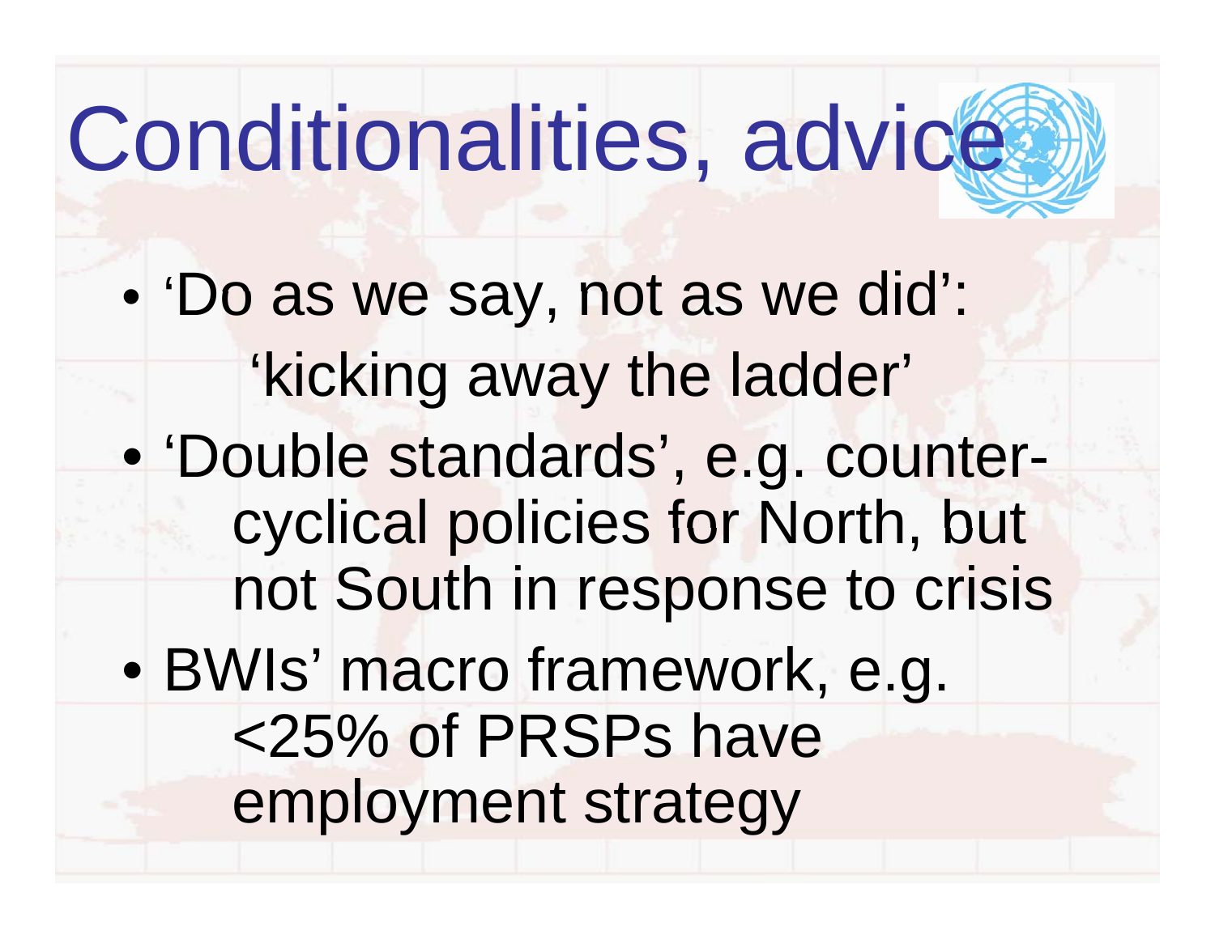# Conditionalities, advice

- 'Do as we say, not as we did': 'kicking away the ladder'
- 'Double standards', e.g. counter-cyclical policies for North, but not South in response to crisis
- BWIs' macro framework, e.g. <25% of PRSPs have employment strategy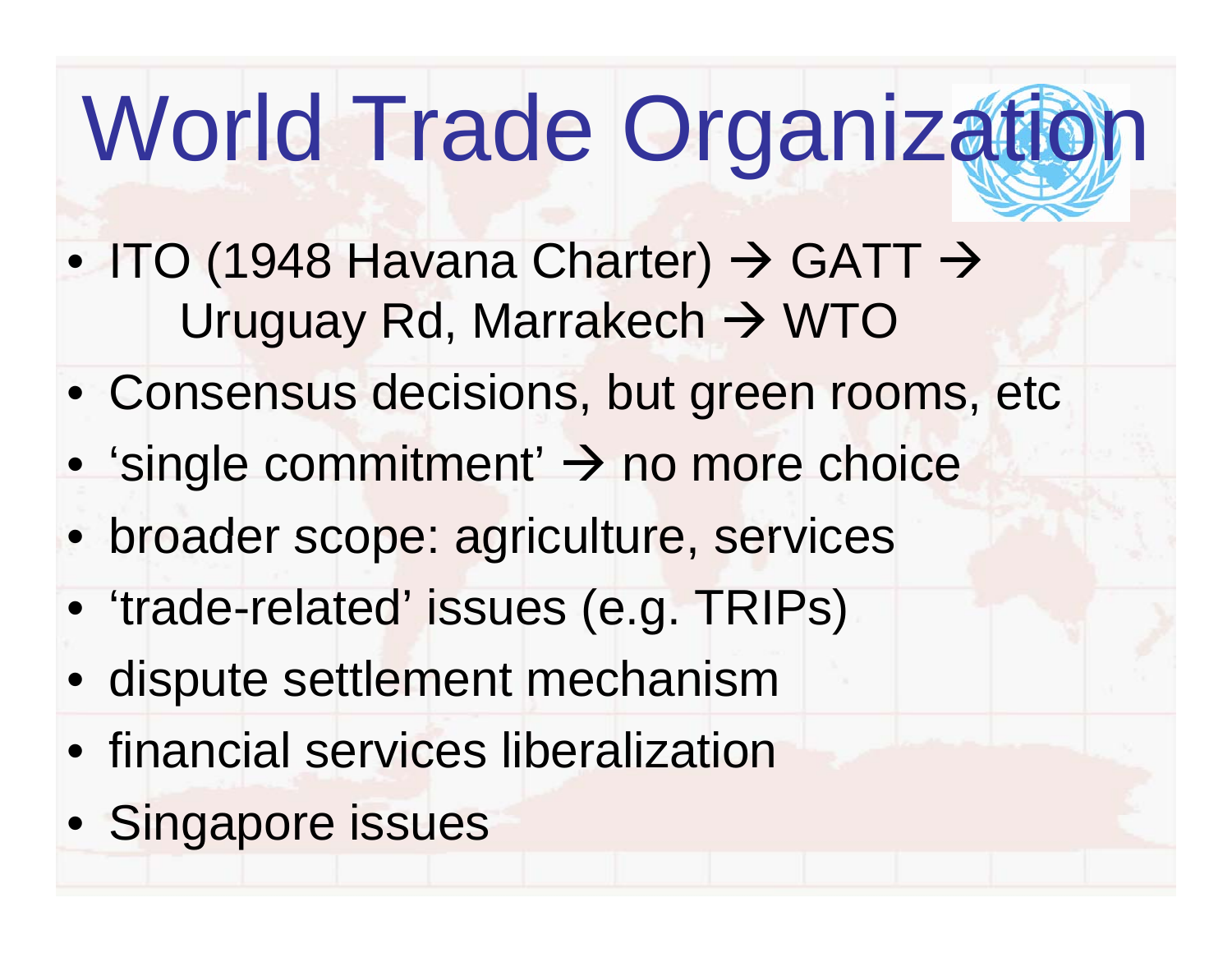# World Trade Organization

- ITO (1948 Havana Charter) → GATT → Uruguay Rd, Marrakech → WTO
- Consensus decisions, but green rooms, etc
- ‘single commitment’ → no more choice
- broader scope: agriculture, services
- ‘trade-related’ issues (e.g. TRIPs)
- dispute settlement mechanism
- financial services liberalization
- Singapore issues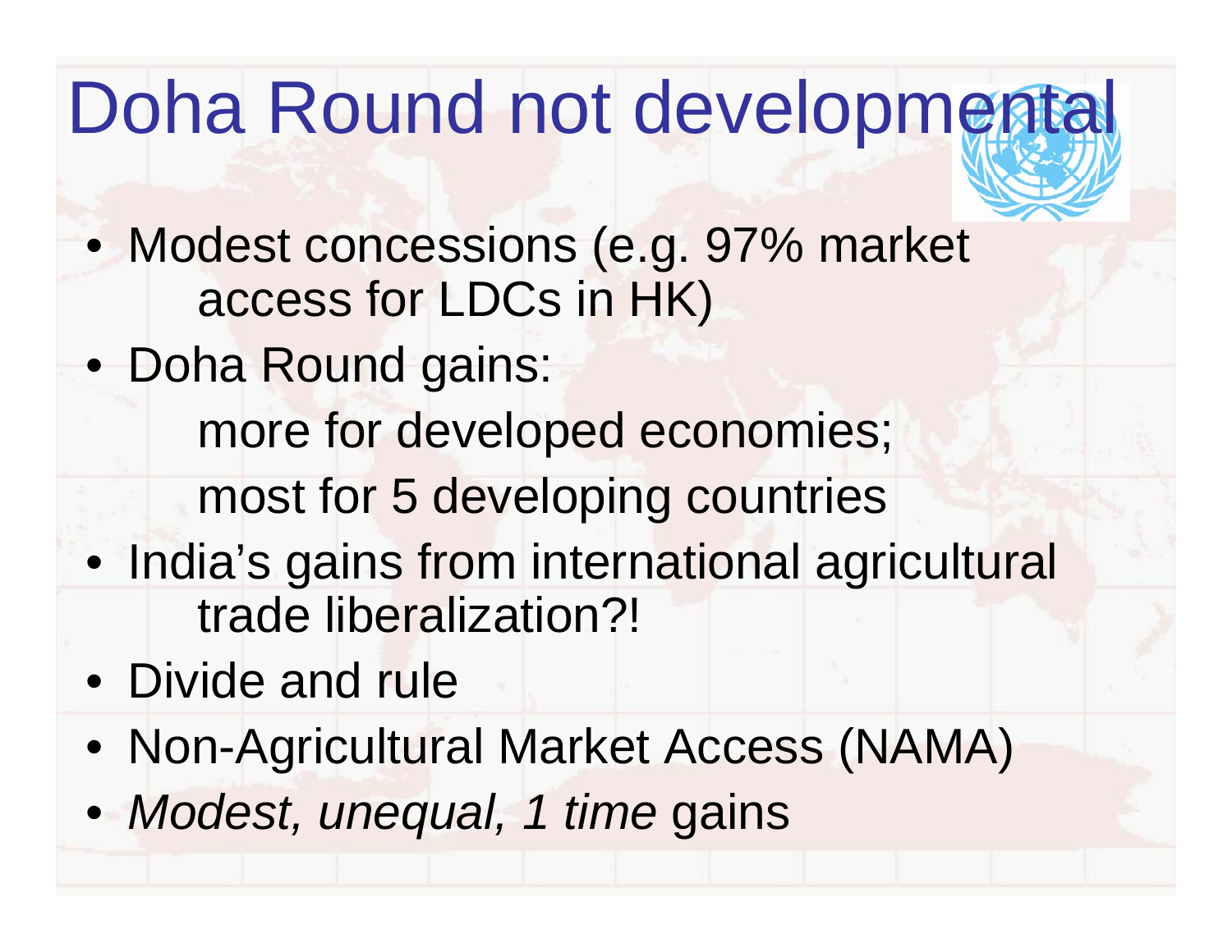# Doha Round not developmental

- Modest concessions (e.g. 97% market access for LDCs in HK)
- Doha Round gains:
  more for developed economies;
  most for 5 developing countries
- India's gains from international agricultural trade liberalization?!
- Divide and rule
- Non-Agricultural Market Access (NAMA)
- *Modest, unequal, 1 time* gains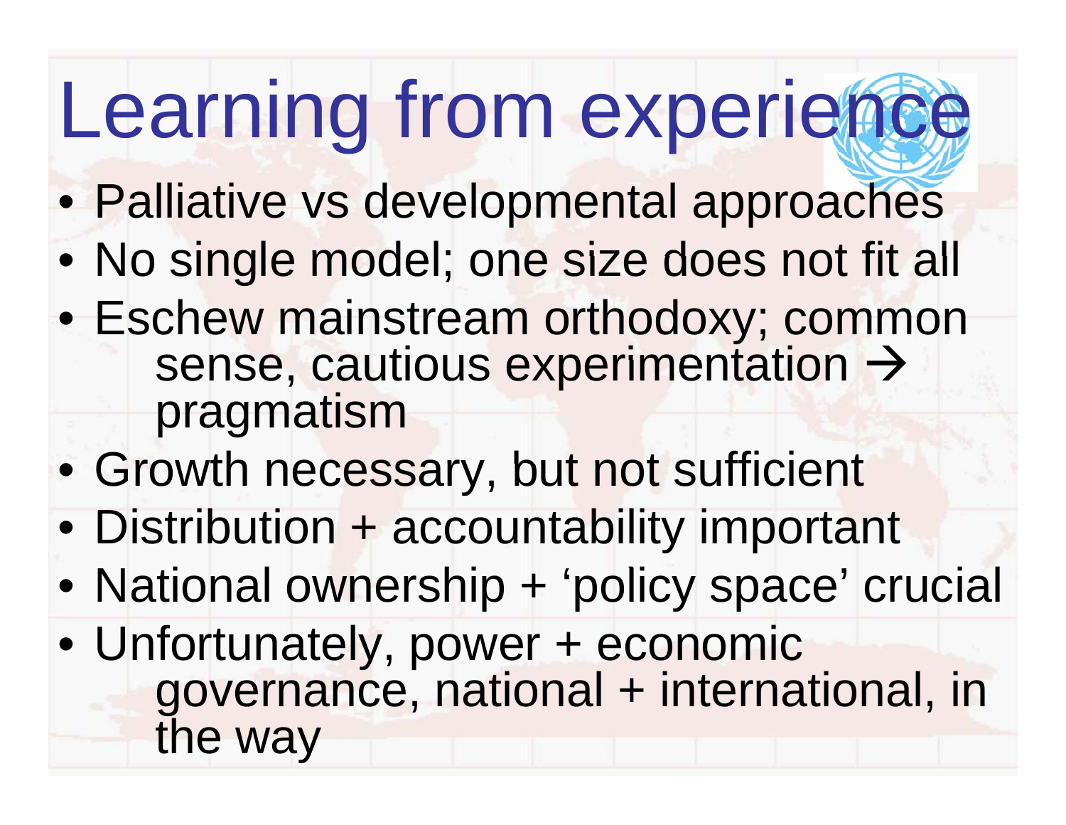# Learning from experience

- Palliative vs developmental approaches
- No single model; one size does not fit all
- Eschew mainstream orthodoxy; common sense, cautious experimentation → pragmatism
- Growth necessary, but not sufficient
- Distribution + accountability important
- National ownership + 'policy space' crucial
- Unfortunately, power + economic governance, national + international, in the way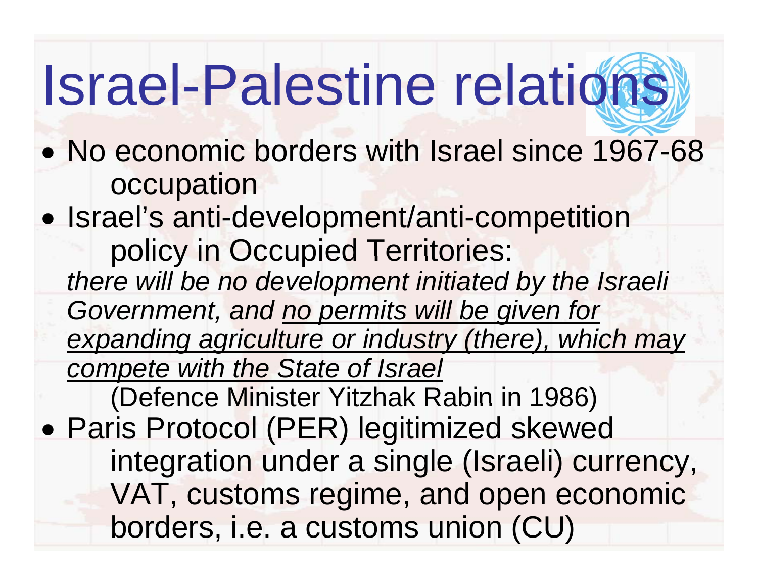# Israel-Palestine relations

- No economic borders with Israel since 1967-68 occupation
- Israel's anti-development/anti-competition policy in Occupied Territories:

  *there will be no development initiated by the Israeli Government, and <u>no permits will be given for expanding agriculture or industry (there), which may compete with the State of Israel</u>*

  (Defence Minister Yitzhak Rabin in 1986)
- Paris Protocol (PER) legitimized skewed integration under a single (Israeli) currency, VAT, customs regime, and open economic borders, i.e. a customs union (CU)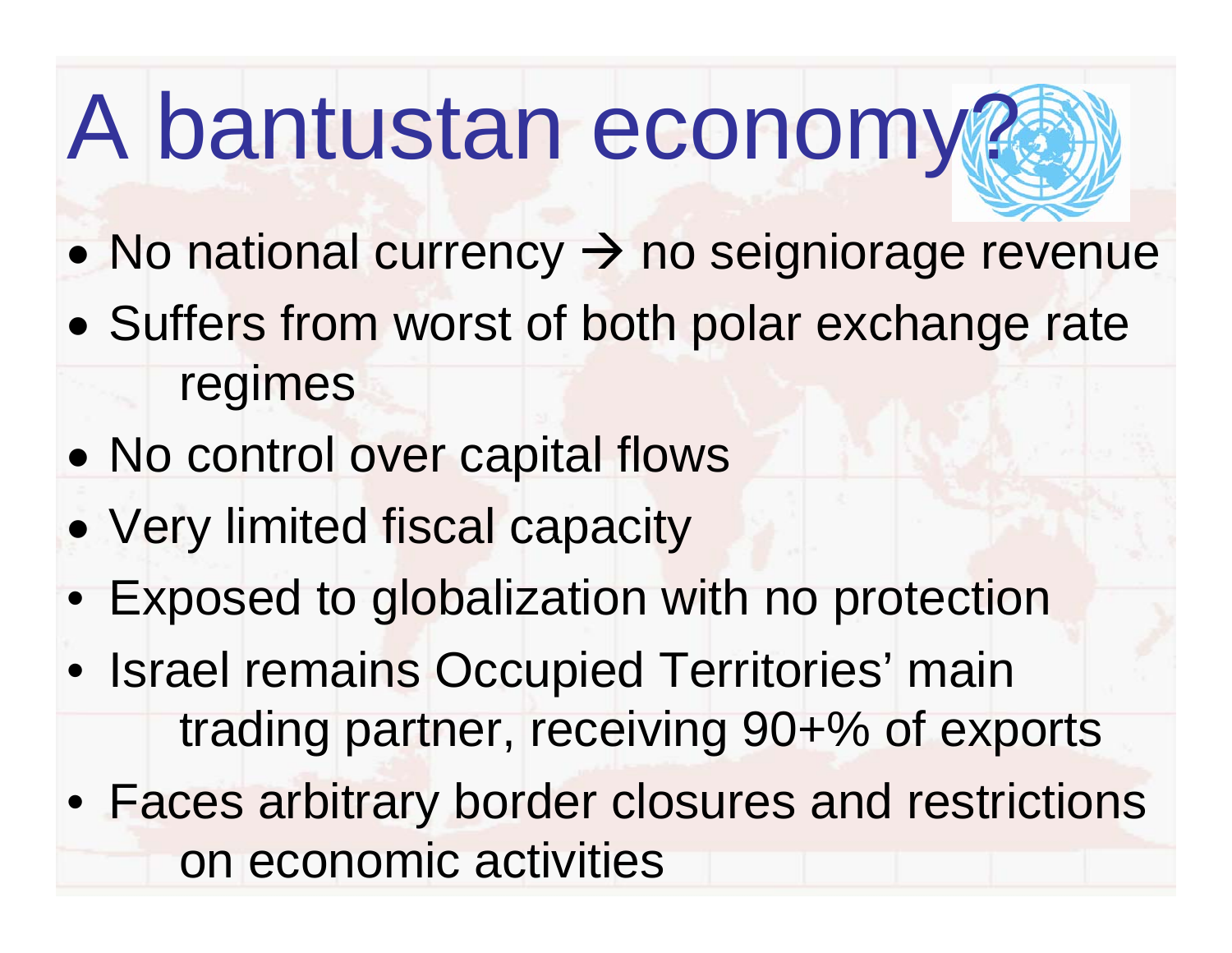# A bantustan economy?

- No national currency → no seigniorage revenue
- Suffers from worst of both polar exchange rate regimes
- No control over capital flows
- Very limited fiscal capacity
- Exposed to globalization with no protection
- Israel remains Occupied Territories' main trading partner, receiving 90+% of exports
- Faces arbitrary border closures and restrictions on economic activities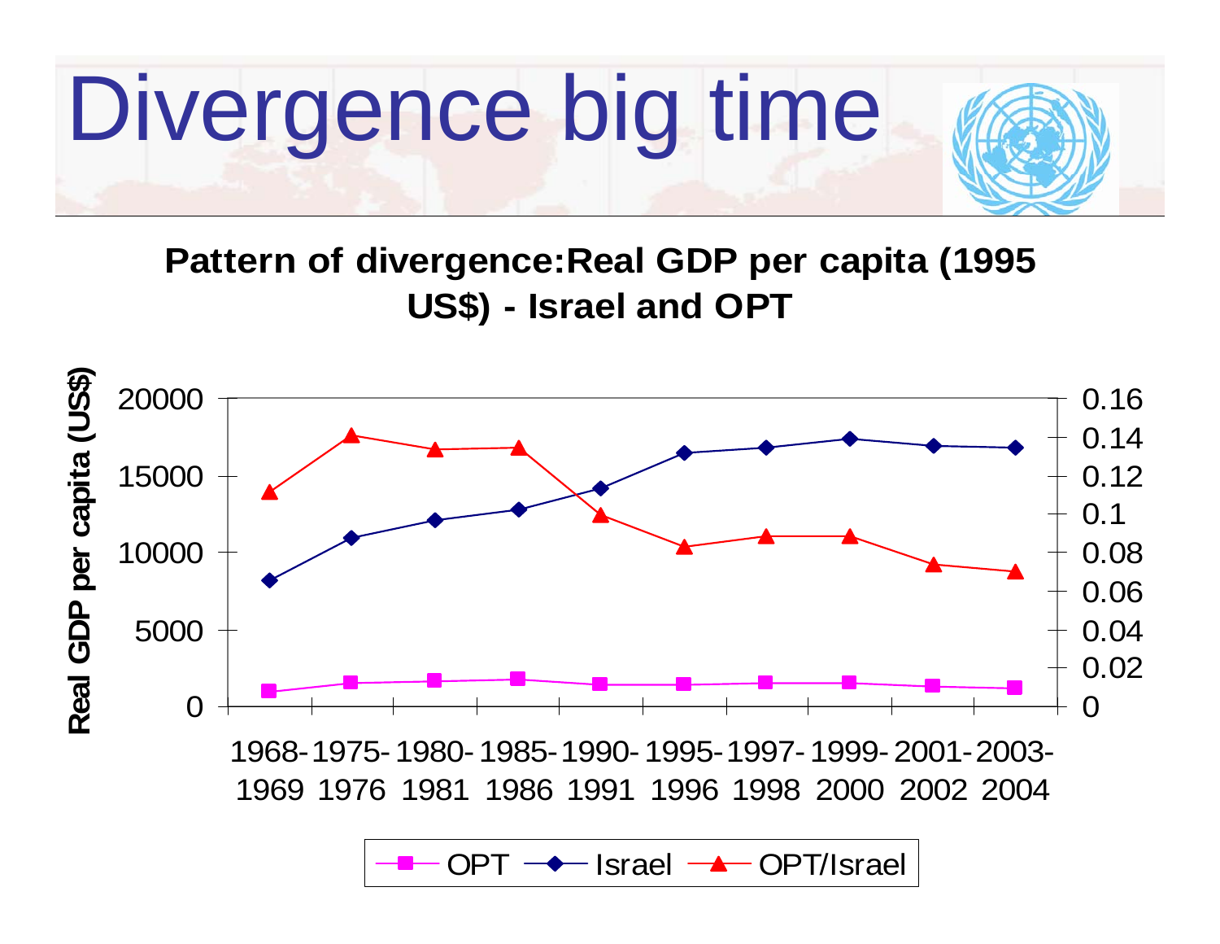# Divergence big time

**Pattern of divergence:Real GDP per capita (1995 US$) - Israel and OPT**

Real GDP per capita (US$)

20000
15000
10000
5000
0

0.16
0.14
0.12
0.1
0.08
0.06
0.04
0.02
0

1968-1969 1975-1976 1980-1981 1985-1986 1990-1991 1995-1996 1997-1998 1999-2000 2001-2002 2003-2004

OPT Israel OPT/Israel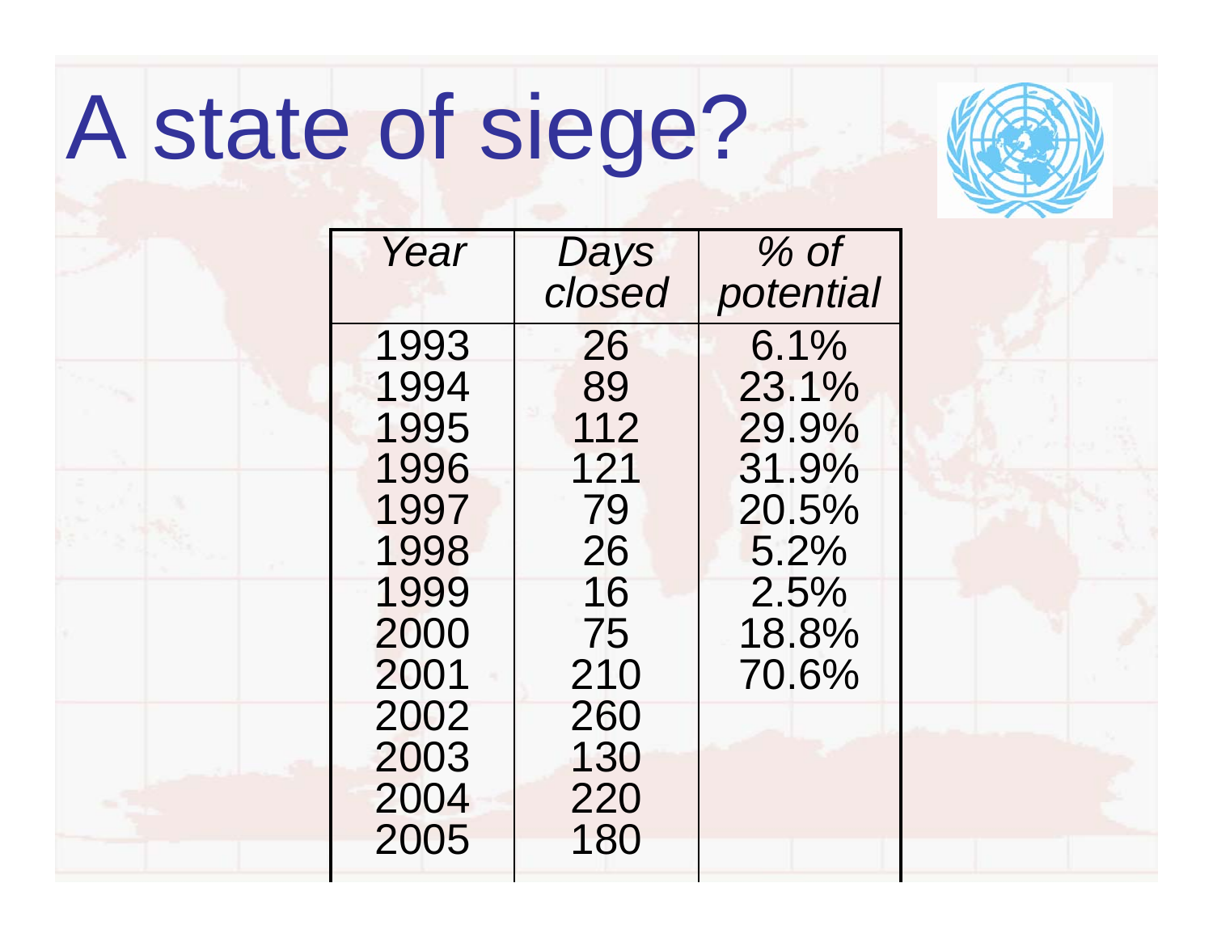# A state of siege?

| *Year* | *Days closed* | *% of potential* |
|---|---|---|
| 1993 | 26 | 6.1% |
| 1994 | 89 | 23.1% |
| 1995 | 112 | 29.9% |
| 1996 | 121 | 31.9% |
| 1997 | 79 | 20.5% |
| 1998 | 26 | 5.2% |
| 1999 | 16 | 2.5% |
| 2000 | 75 | 18.8% |
| 2001 | 210 | 70.6% |
| 2002 | 260 | |
| 2003 | 130 | |
| 2004 | 220 | |
| 2005 | 180 | |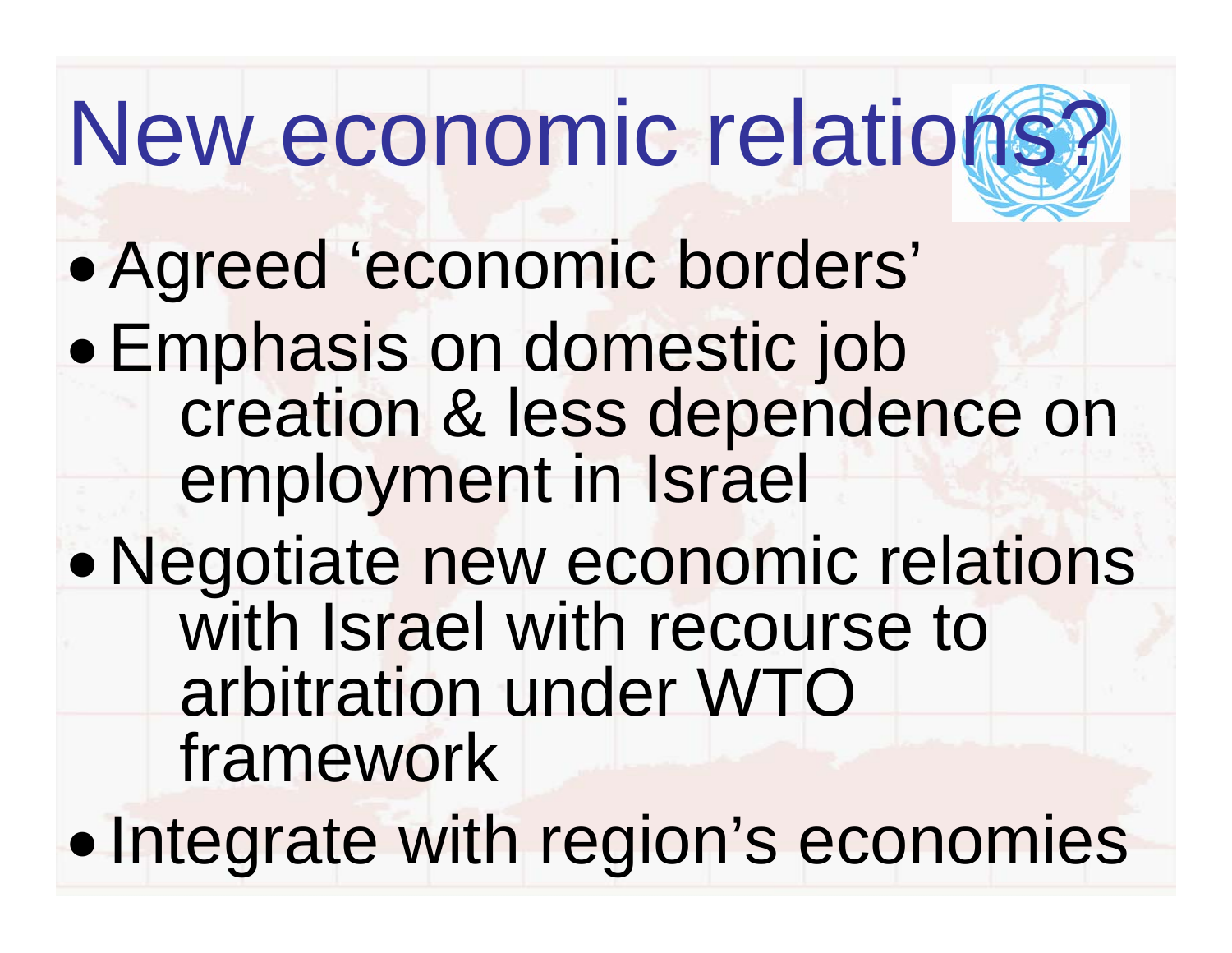# New economic relations?

- Agreed ‘economic borders’
- Emphasis on domestic job creation & less dependence on employment in Israel
- Negotiate new economic relations with Israel with recourse to arbitration under WTO framework
- Integrate with region’s economies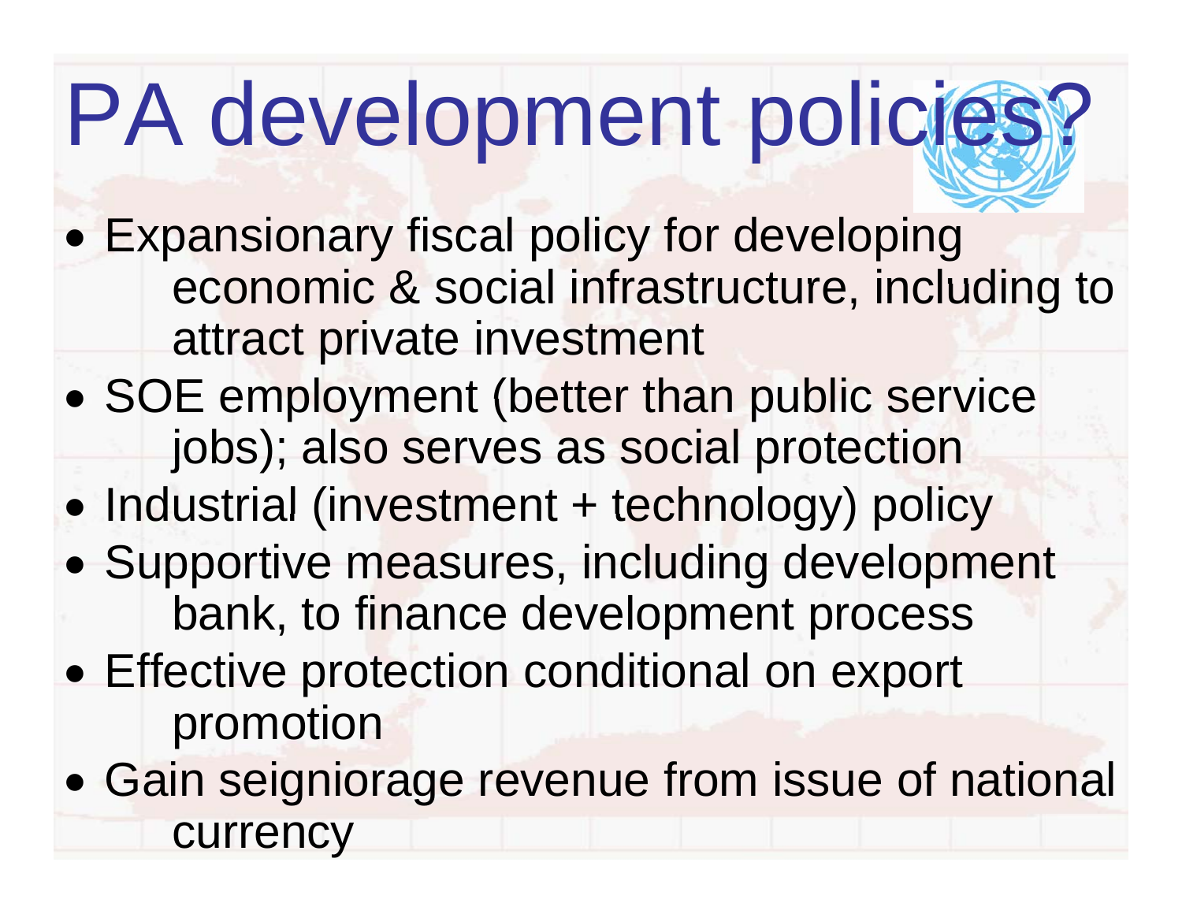# PA development policies?

- Expansionary fiscal policy for developing economic & social infrastructure, including to attract private investment
- SOE employment (better than public service jobs); also serves as social protection
- Industrial (investment + technology) policy
- Supportive measures, including development bank, to finance development process
- Effective protection conditional on export promotion
- Gain seigniorage revenue from issue of national currency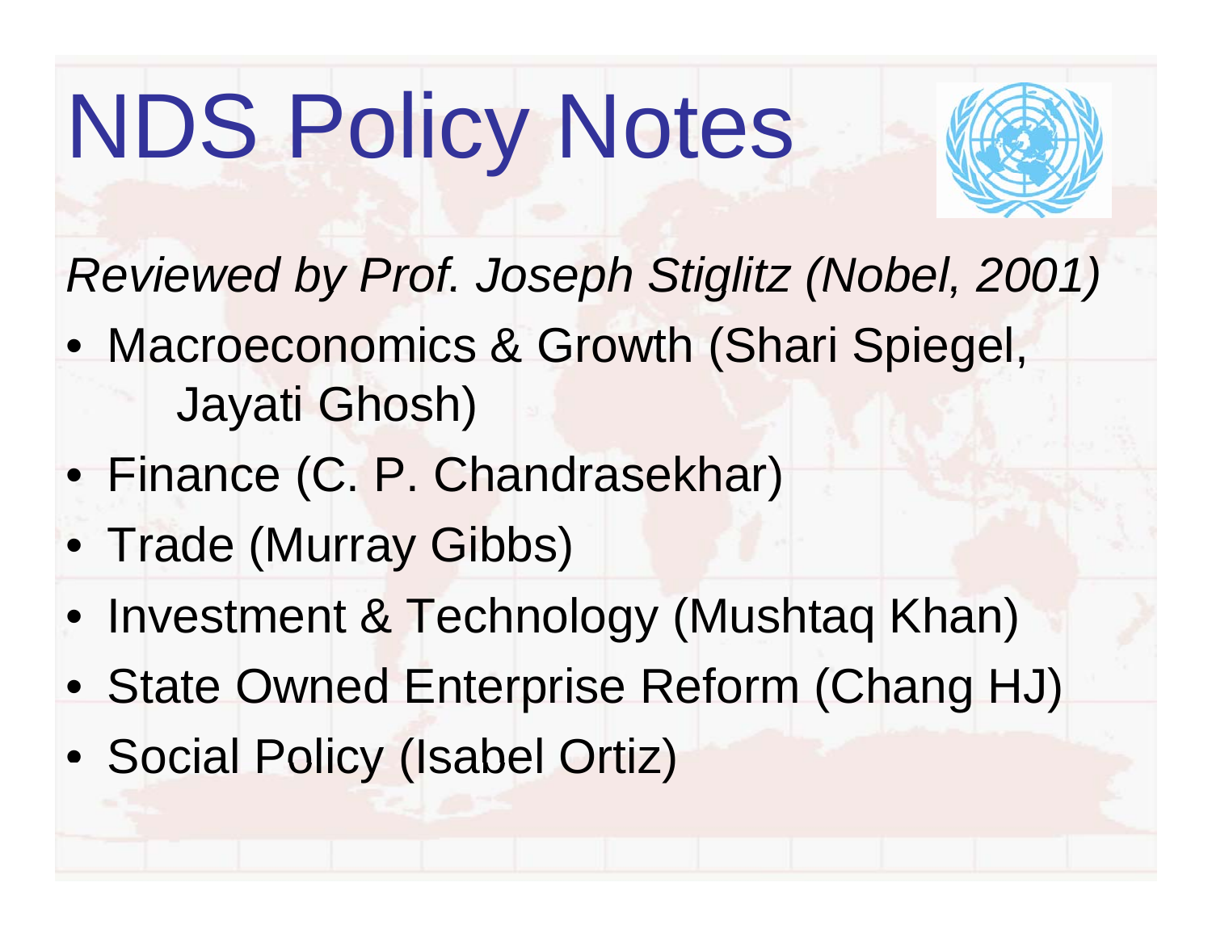# NDS Policy Notes

*Reviewed by Prof. Joseph Stiglitz (Nobel, 2001)*

- Macroeconomics & Growth (Shari Spiegel, Jayati Ghosh)
- Finance (C. P. Chandrasekhar)
- Trade (Murray Gibbs)
- Investment & Technology (Mushtaq Khan)
- State Owned Enterprise Reform (Chang HJ)
- Social Policy (Isabel Ortiz)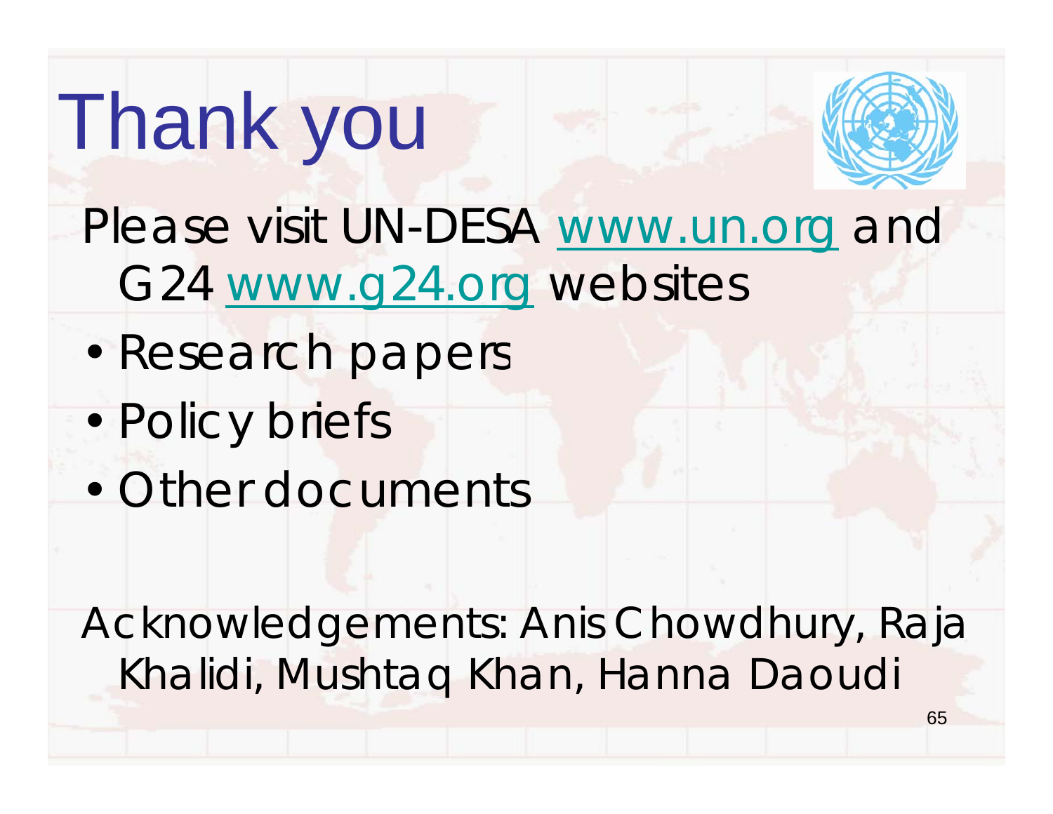# Thank you

Please visit UN-DESA www.un.org and G24 www.g24.org websites

- Research papers
- Policy briefs
- Other documents

Acknowledgements: Anis Chowdhury, Raja Khalidi, Mushtaq Khan, Hanna Daoudi